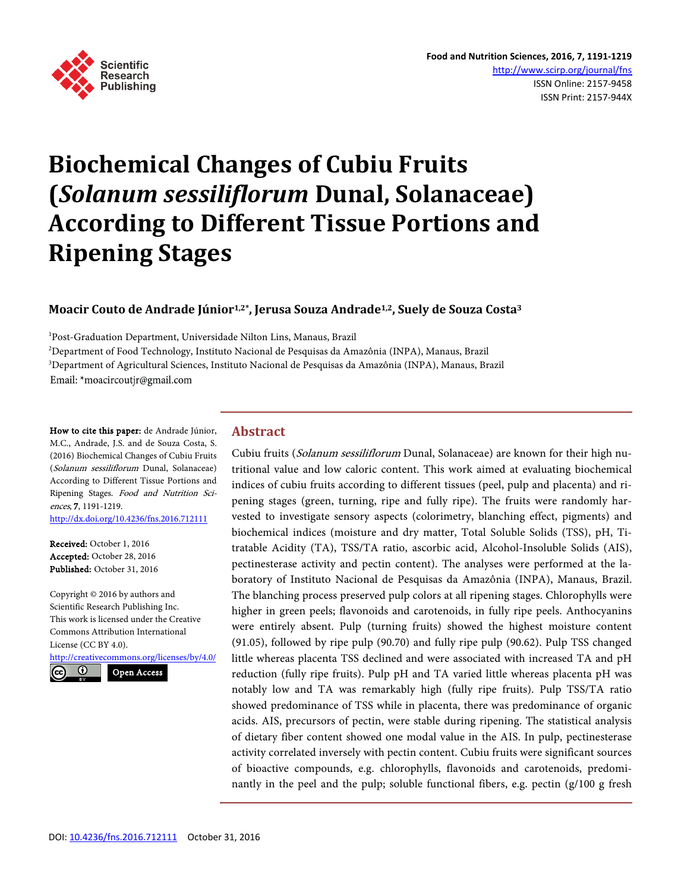# Biochemical Changes of Cubiu Fruits (*Solanum sessiliflorum* Dunal, Solanaceae) According to Different Tissue Portions and Ripening Stages

**Moacir Couto de Andrade Júnior[1,2*], Jerusa Souza Andrade[1,2], Suely de Souza Costa[3]**

[1]Post-Graduation Department, Universidade Nilton Lins, Manaus, Brazil
[2]Department of Food Technology, Instituto Nacional de Pesquisas da Amazônia (INPA), Manaus, Brazil
[3]Department of Agricultural Sciences, Instituto Nacional de Pesquisas da Amazônia (INPA), Manaus, Brazil
Email: *moacircoutjr@gmail.com

**How to cite this paper:** de Andrade Júnior, M.C., Andrade, J.S. and de Souza Costa, S. (2016) Biochemical Changes of Cubiu Fruits (*Solanum sessiliflorum* Dunal, Solanaceae) According to Different Tissue Portions and Ripening Stages. *Food and Nutrition Sciences*, **7**, 1191-1219.
http://dx.doi.org/10.4236/fns.2016.712111

**Received:** October 1, 2016
**Accepted:** October 28, 2016
**Published:** October 31, 2016

Copyright © 2016 by authors and Scientific Research Publishing Inc.
This work is licensed under the Creative Commons Attribution International License (CC BY 4.0).
http://creativecommons.org/licenses/by/4.0/
Open Access

## Abstract

Cubiu fruits (*Solanum sessiliflorum* Dunal, Solanaceae) are known for their high nutritional value and low caloric content. This work aimed at evaluating biochemical indices of cubiu fruits according to different tissues (peel, pulp and placenta) and ripening stages (green, turning, ripe and fully ripe). The fruits were randomly harvested to investigate sensory aspects (colorimetry, blanching effect, pigments) and biochemical indices (moisture and dry matter, Total Soluble Solids (TSS), pH, Titratable Acidity (TA), TSS/TA ratio, ascorbic acid, Alcohol-Insoluble Solids (AIS), pectinesterase activity and pectin content). The analyses were performed at the laboratory of Instituto Nacional de Pesquisas da Amazônia (INPA), Manaus, Brazil. The blanching process preserved pulp colors at all ripening stages. Chlorophylls were higher in green peels; flavonoids and carotenoids, in fully ripe peels. Anthocyanins were entirely absent. Pulp (turning fruits) showed the highest moisture content (91.05), followed by ripe pulp (90.70) and fully ripe pulp (90.62). Pulp TSS changed little whereas placenta TSS declined and were associated with increased TA and pH reduction (fully ripe fruits). Pulp pH and TA varied little whereas placenta pH was notably low and TA was remarkably high (fully ripe fruits). Pulp TSS/TA ratio showed predominance of TSS while in placenta, there was predominance of organic acids. AIS, precursors of pectin, were stable during ripening. The statistical analysis of dietary fiber content showed one modal value in the AIS. In pulp, pectinesterase activity correlated inversely with pectin content. Cubiu fruits were significant sources of bioactive compounds, e.g. chlorophylls, flavonoids and carotenoids, predominantly in the peel and the pulp; soluble functional fibers, e.g. pectin (g/100 g fresh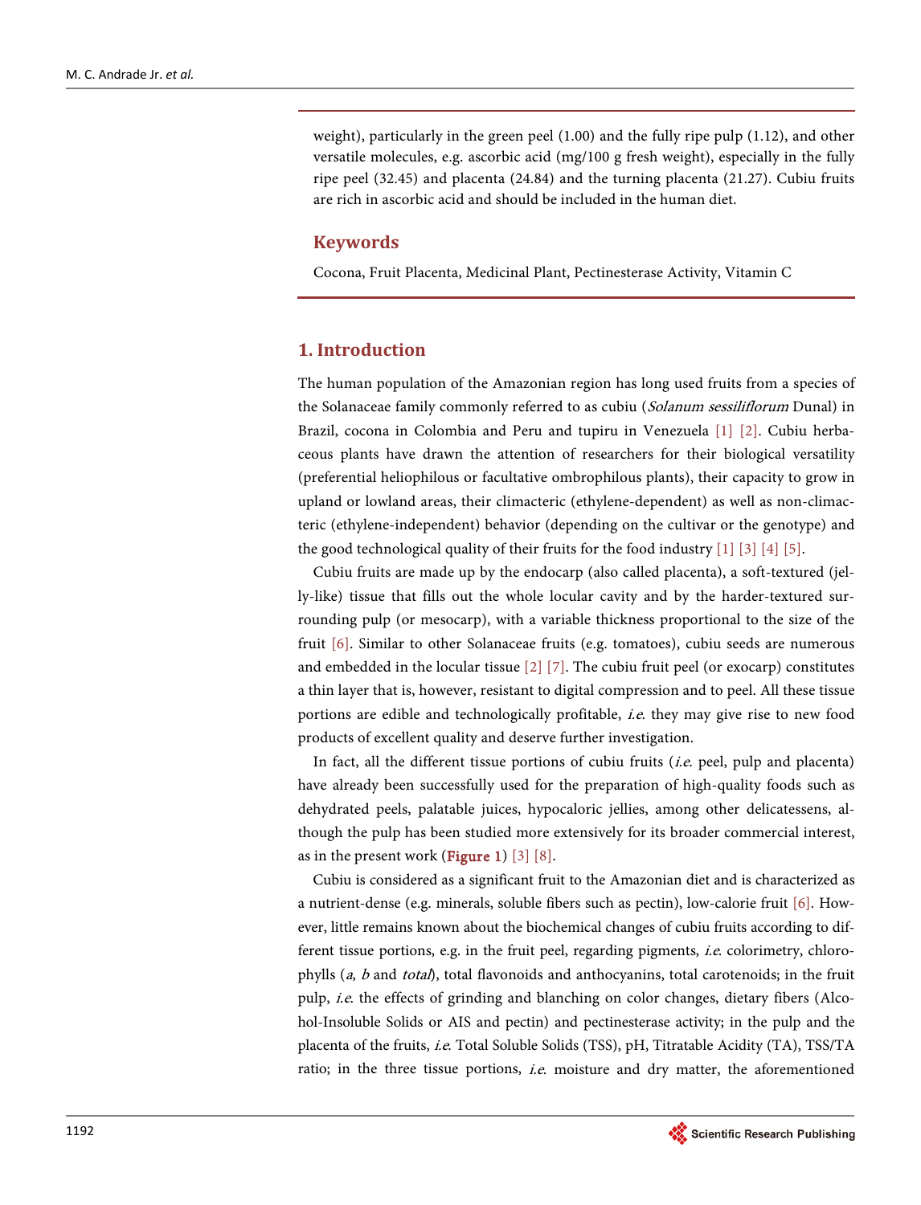weight), particularly in the green peel (1.00) and the fully ripe pulp (1.12), and other versatile molecules, e.g. ascorbic acid (mg/100 g fresh weight), especially in the fully ripe peel (32.45) and placenta (24.84) and the turning placenta (21.27). Cubiu fruits are rich in ascorbic acid and should be included in the human diet.

## Keywords

Cocona, Fruit Placenta, Medicinal Plant, Pectinesterase Activity, Vitamin C

## 1. Introduction

The human population of the Amazonian region has long used fruits from a species of the Solanaceae family commonly referred to as cubiu (*Solanum sessiliflorum* Dunal) in Brazil, cocona in Colombia and Peru and tupiru in Venezuela [1] [2]. Cubiu herbaceous plants have drawn the attention of researchers for their biological versatility (preferential heliophilous or facultative ombrophilous plants), their capacity to grow in upland or lowland areas, their climacteric (ethylene-dependent) as well as non-climacteric (ethylene-independent) behavior (depending on the cultivar or the genotype) and the good technological quality of their fruits for the food industry [1] [3] [4] [5].

Cubiu fruits are made up by the endocarp (also called placenta), a soft-textured (jelly-like) tissue that fills out the whole locular cavity and by the harder-textured surrounding pulp (or mesocarp), with a variable thickness proportional to the size of the fruit [6]. Similar to other Solanaceae fruits (e.g. tomatoes), cubiu seeds are numerous and embedded in the locular tissue [2] [7]. The cubiu fruit peel (or exocarp) constitutes a thin layer that is, however, resistant to digital compression and to peel. All these tissue portions are edible and technologically profitable, *i.e.* they may give rise to new food products of excellent quality and deserve further investigation.

In fact, all the different tissue portions of cubiu fruits (*i.e.* peel, pulp and placenta) have already been successfully used for the preparation of high-quality foods such as dehydrated peels, palatable juices, hypocaloric jellies, among other delicatessens, although the pulp has been studied more extensively for its broader commercial interest, as in the present work (**Figure 1**) [3] [8].

Cubiu is considered as a significant fruit to the Amazonian diet and is characterized as a nutrient-dense (e.g. minerals, soluble fibers such as pectin), low-calorie fruit [6]. However, little remains known about the biochemical changes of cubiu fruits according to different tissue portions, e.g. in the fruit peel, regarding pigments, *i.e.* colorimetry, chlorophylls (*a*, *b* and *total*), total flavonoids and anthocyanins, total carotenoids; in the fruit pulp, *i.e.* the effects of grinding and blanching on color changes, dietary fibers (Alcohol-Insoluble Solids or AIS and pectin) and pectinesterase activity; in the pulp and the placenta of the fruits, *i.e.* Total Soluble Solids (TSS), pH, Titratable Acidity (TA), TSS/TA ratio; in the three tissue portions, *i.e.* moisture and dry matter, the aforementioned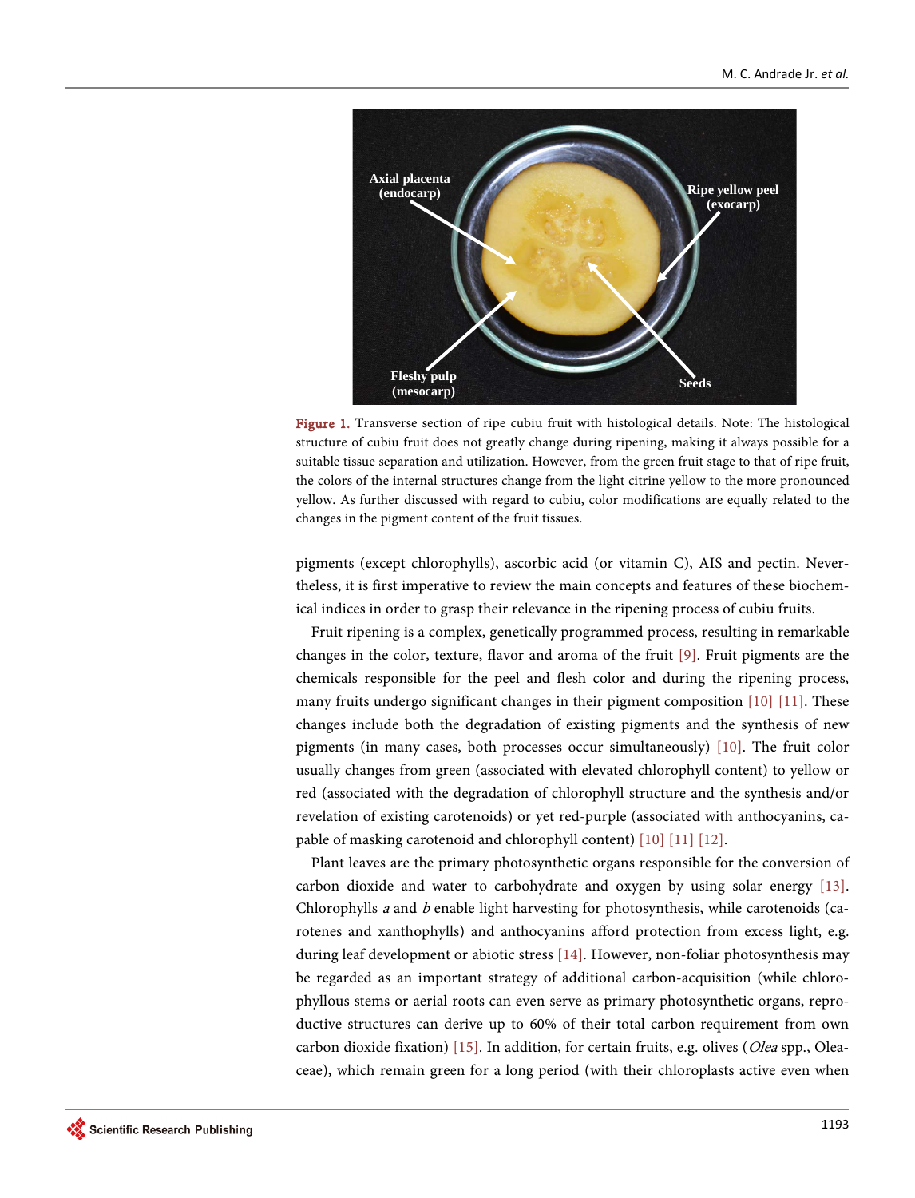Figure 1. Transverse section of ripe cubiu fruit with histological details. Note: The histological structure of cubiu fruit does not greatly change during ripening, making it always possible for a suitable tissue separation and utilization. However, from the green fruit stage to that of ripe fruit, the colors of the internal structures change from the light citrine yellow to the more pronounced yellow. As further discussed with regard to cubiu, color modifications are equally related to the changes in the pigment content of the fruit tissues.

pigments (except chlorophylls), ascorbic acid (or vitamin C), AIS and pectin. Nevertheless, it is first imperative to review the main concepts and features of these biochemical indices in order to grasp their relevance in the ripening process of cubiu fruits.

Fruit ripening is a complex, genetically programmed process, resulting in remarkable changes in the color, texture, flavor and aroma of the fruit [9]. Fruit pigments are the chemicals responsible for the peel and flesh color and during the ripening process, many fruits undergo significant changes in their pigment composition [10] [11]. These changes include both the degradation of existing pigments and the synthesis of new pigments (in many cases, both processes occur simultaneously) [10]. The fruit color usually changes from green (associated with elevated chlorophyll content) to yellow or red (associated with the degradation of chlorophyll structure and the synthesis and/or revelation of existing carotenoids) or yet red-purple (associated with anthocyanins, capable of masking carotenoid and chlorophyll content) [10] [11] [12].

Plant leaves are the primary photosynthetic organs responsible for the conversion of carbon dioxide and water to carbohydrate and oxygen by using solar energy [13]. Chlorophylls *a* and *b* enable light harvesting for photosynthesis, while carotenoids (carotenes and xanthophylls) and anthocyanins afford protection from excess light, e.g. during leaf development or abiotic stress [14]. However, non-foliar photosynthesis may be regarded as an important strategy of additional carbon-acquisition (while chlorophyllous stems or aerial roots can even serve as primary photosynthetic organs, reproductive structures can derive up to 60% of their total carbon requirement from own carbon dioxide fixation) [15]. In addition, for certain fruits, e.g. olives (*Olea* spp., Oleaceae), which remain green for a long period (with their chloroplasts active even when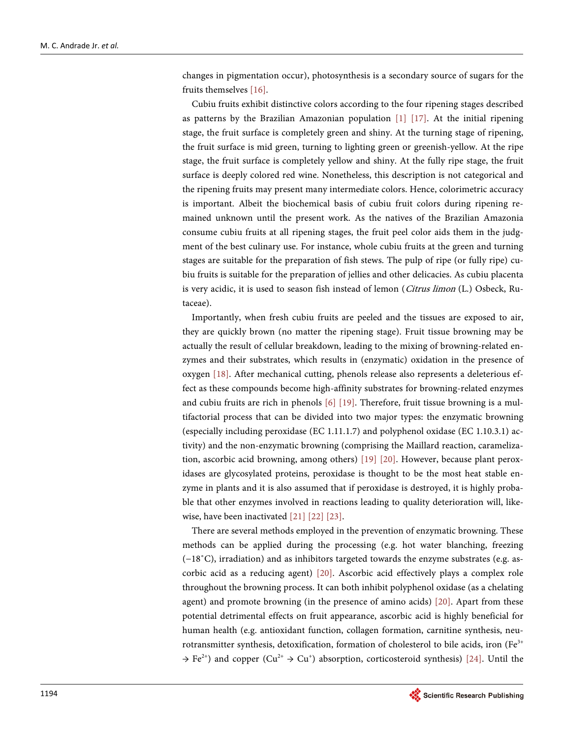changes in pigmentation occur), photosynthesis is a secondary source of sugars for the fruits themselves [16].

Cubiu fruits exhibit distinctive colors according to the four ripening stages described as patterns by the Brazilian Amazonian population [1] [17]. At the initial ripening stage, the fruit surface is completely green and shiny. At the turning stage of ripening, the fruit surface is mid green, turning to lighting green or greenish-yellow. At the ripe stage, the fruit surface is completely yellow and shiny. At the fully ripe stage, the fruit surface is deeply colored red wine. Nonetheless, this description is not categorical and the ripening fruits may present many intermediate colors. Hence, colorimetric accuracy is important. Albeit the biochemical basis of cubiu fruit colors during ripening remained unknown until the present work. As the natives of the Brazilian Amazonia consume cubiu fruits at all ripening stages, the fruit peel color aids them in the judgment of the best culinary use. For instance, whole cubiu fruits at the green and turning stages are suitable for the preparation of fish stews. The pulp of ripe (or fully ripe) cubiu fruits is suitable for the preparation of jellies and other delicacies. As cubiu placenta is very acidic, it is used to season fish instead of lemon (*Citrus limon* (L.) Osbeck, Rutaceae).

Importantly, when fresh cubiu fruits are peeled and the tissues are exposed to air, they are quickly brown (no matter the ripening stage). Fruit tissue browning may be actually the result of cellular breakdown, leading to the mixing of browning-related enzymes and their substrates, which results in (enzymatic) oxidation in the presence of oxygen [18]. After mechanical cutting, phenols release also represents a deleterious effect as these compounds become high-affinity substrates for browning-related enzymes and cubiu fruits are rich in phenols [6] [19]. Therefore, fruit tissue browning is a multifactorial process that can be divided into two major types: the enzymatic browning (especially including peroxidase (EC 1.11.1.7) and polyphenol oxidase (EC 1.10.3.1) activity) and the non-enzymatic browning (comprising the Maillard reaction, caramelization, ascorbic acid browning, among others) [19] [20]. However, because plant peroxidases are glycosylated proteins, peroxidase is thought to be the most heat stable enzyme in plants and it is also assumed that if peroxidase is destroyed, it is highly probable that other enzymes involved in reactions leading to quality deterioration will, likewise, have been inactivated [21] [22] [23].

There are several methods employed in the prevention of enzymatic browning. These methods can be applied during the processing (e.g. hot water blanching, freezing (−18˚C), irradiation) and as inhibitors targeted towards the enzyme substrates (e.g. ascorbic acid as a reducing agent) [20]. Ascorbic acid effectively plays a complex role throughout the browning process. It can both inhibit polyphenol oxidase (as a chelating agent) and promote browning (in the presence of amino acids) [20]. Apart from these potential detrimental effects on fruit appearance, ascorbic acid is highly beneficial for human health (e.g. antioxidant function, collagen formation, carnitine synthesis, neurotransmitter synthesis, detoxification, formation of cholesterol to bile acids, iron ($Fe^{3+} \rightarrow Fe^{2+}$) and copper ($Cu^{2+} \rightarrow Cu^{+}$) absorption, corticosteroid synthesis) [24]. Until the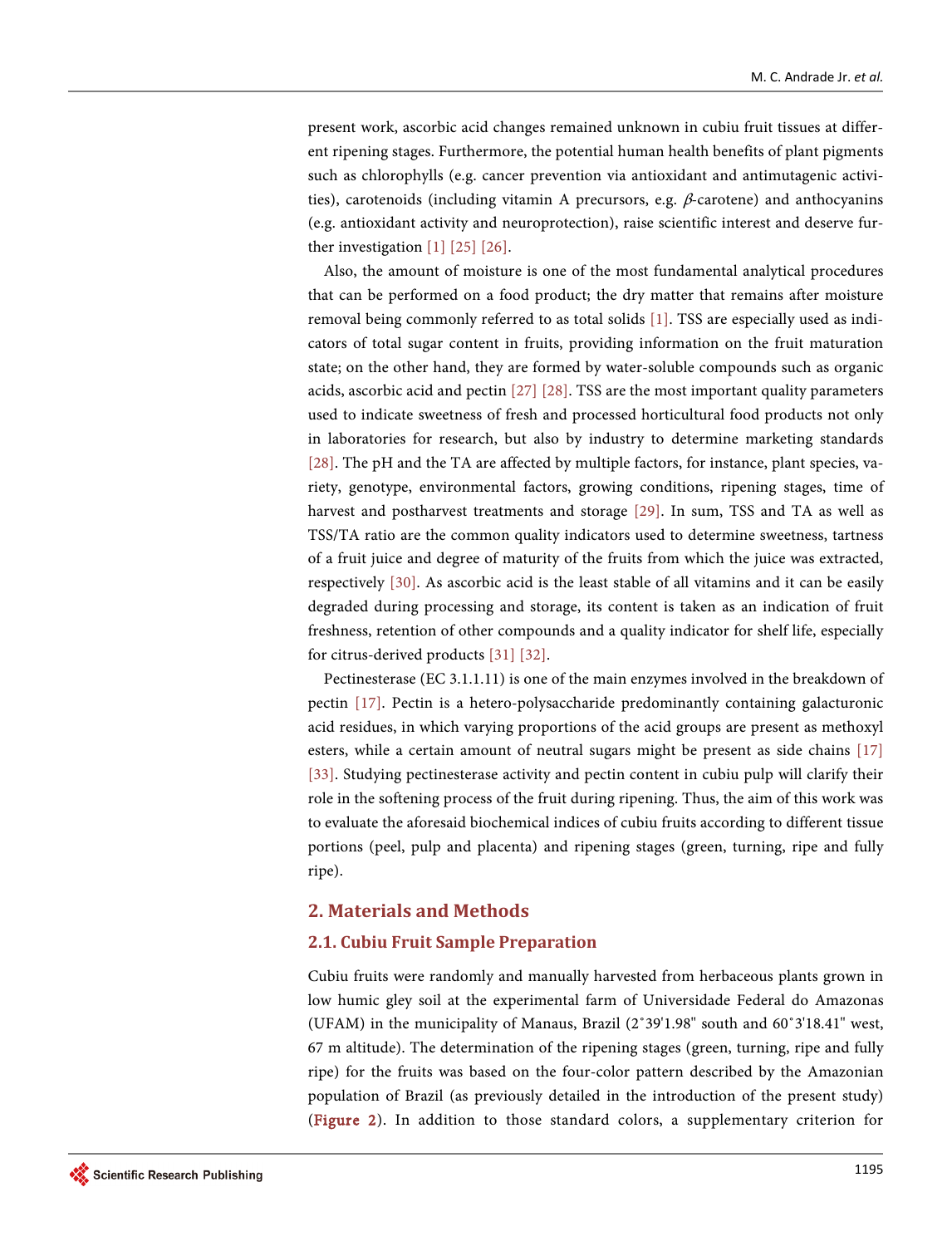present work, ascorbic acid changes remained unknown in cubiu fruit tissues at different ripening stages. Furthermore, the potential human health benefits of plant pigments such as chlorophylls (e.g. cancer prevention via antioxidant and antimutagenic activities), carotenoids (including vitamin A precursors, e.g. $\beta$-carotene) and anthocyanins (e.g. antioxidant activity and neuroprotection), raise scientific interest and deserve further investigation [1] [25] [26].

Also, the amount of moisture is one of the most fundamental analytical procedures that can be performed on a food product; the dry matter that remains after moisture removal being commonly referred to as total solids [1]. TSS are especially used as indicators of total sugar content in fruits, providing information on the fruit maturation state; on the other hand, they are formed by water-soluble compounds such as organic acids, ascorbic acid and pectin [27] [28]. TSS are the most important quality parameters used to indicate sweetness of fresh and processed horticultural food products not only in laboratories for research, but also by industry to determine marketing standards [28]. The pH and the TA are affected by multiple factors, for instance, plant species, variety, genotype, environmental factors, growing conditions, ripening stages, time of harvest and postharvest treatments and storage [29]. In sum, TSS and TA as well as TSS/TA ratio are the common quality indicators used to determine sweetness, tartness of a fruit juice and degree of maturity of the fruits from which the juice was extracted, respectively [30]. As ascorbic acid is the least stable of all vitamins and it can be easily degraded during processing and storage, its content is taken as an indication of fruit freshness, retention of other compounds and a quality indicator for shelf life, especially for citrus-derived products [31] [32].

Pectinesterase (EC 3.1.1.11) is one of the main enzymes involved in the breakdown of pectin [17]. Pectin is a hetero-polysaccharide predominantly containing galacturonic acid residues, in which varying proportions of the acid groups are present as methoxyl esters, while a certain amount of neutral sugars might be present as side chains [17] [33]. Studying pectinesterase activity and pectin content in cubiu pulp will clarify their role in the softening process of the fruit during ripening. Thus, the aim of this work was to evaluate the aforesaid biochemical indices of cubiu fruits according to different tissue portions (peel, pulp and placenta) and ripening stages (green, turning, ripe and fully ripe).

## 2. Materials and Methods

### 2.1. Cubiu Fruit Sample Preparation

Cubiu fruits were randomly and manually harvested from herbaceous plants grown in low humic gley soil at the experimental farm of Universidade Federal do Amazonas (UFAM) in the municipality of Manaus, Brazil (2˚39'1.98" south and 60˚3'18.41" west, 67 m altitude). The determination of the ripening stages (green, turning, ripe and fully ripe) for the fruits was based on the four-color pattern described by the Amazonian population of Brazil (as previously detailed in the introduction of the present study) (**Figure 2**). In addition to those standard colors, a supplementary criterion for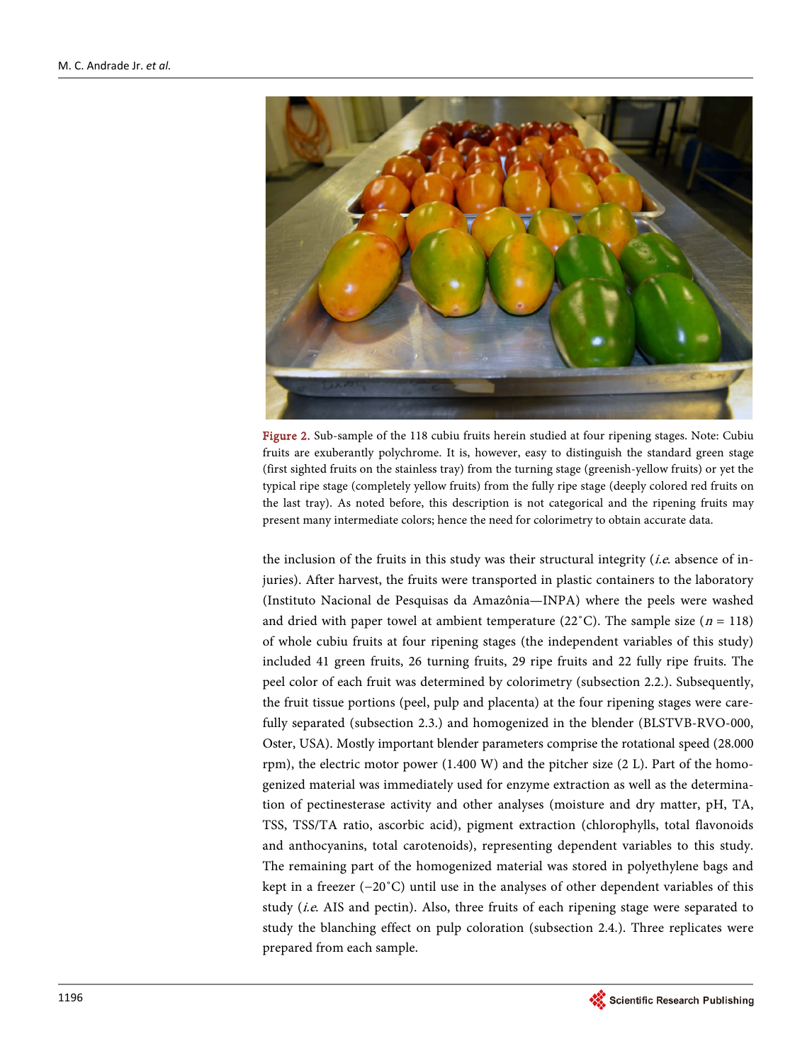Figure 2. Sub-sample of the 118 cubiu fruits herein studied at four ripening stages. Note: Cubiu fruits are exuberantly polychrome. It is, however, easy to distinguish the standard green stage (first sighted fruits on the stainless tray) from the turning stage (greenish-yellow fruits) or yet the typical ripe stage (completely yellow fruits) from the fully ripe stage (deeply colored red fruits on the last tray). As noted before, this description is not categorical and the ripening fruits may present many intermediate colors; hence the need for colorimetry to obtain accurate data.

the inclusion of the fruits in this study was their structural integrity (*i.e.* absence of injuries). After harvest, the fruits were transported in plastic containers to the laboratory (Instituto Nacional de Pesquisas da Amazônia—INPA) where the peels were washed and dried with paper towel at ambient temperature (22˚C). The sample size ($n$ = 118) of whole cubiu fruits at four ripening stages (the independent variables of this study) included 41 green fruits, 26 turning fruits, 29 ripe fruits and 22 fully ripe fruits. The peel color of each fruit was determined by colorimetry (subsection 2.2.). Subsequently, the fruit tissue portions (peel, pulp and placenta) at the four ripening stages were carefully separated (subsection 2.3.) and homogenized in the blender (BLSTVB-RVO-000, Oster, USA). Mostly important blender parameters comprise the rotational speed (28.000 rpm), the electric motor power (1.400 W) and the pitcher size (2 L). Part of the homogenized material was immediately used for enzyme extraction as well as the determination of pectinesterase activity and other analyses (moisture and dry matter, pH, TA, TSS, TSS/TA ratio, ascorbic acid), pigment extraction (chlorophylls, total flavonoids and anthocyanins, total carotenoids), representing dependent variables to this study. The remaining part of the homogenized material was stored in polyethylene bags and kept in a freezer (−20˚C) until use in the analyses of other dependent variables of this study (*i.e.* AIS and pectin). Also, three fruits of each ripening stage were separated to study the blanching effect on pulp coloration (subsection 2.4.). Three replicates were prepared from each sample.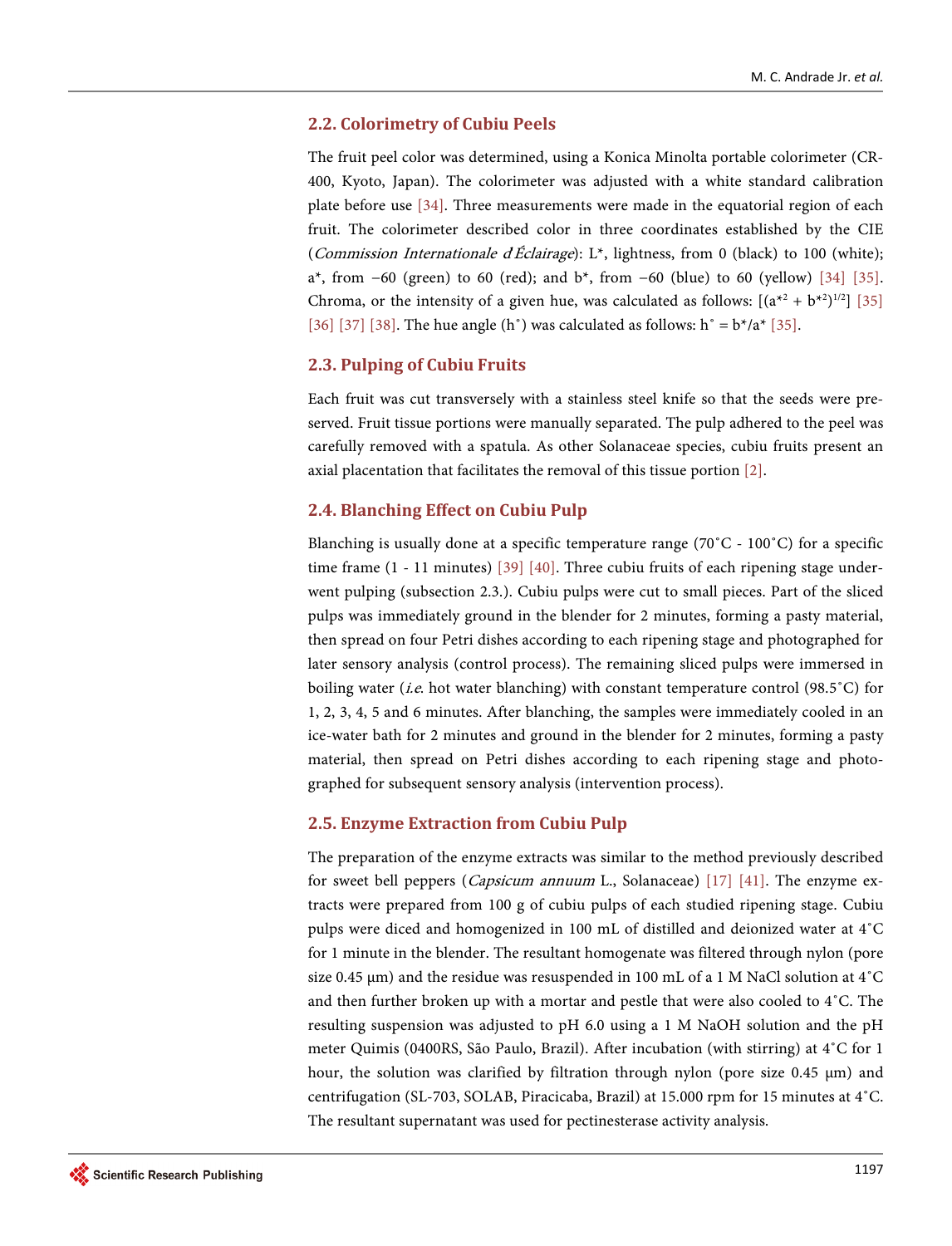### 2.2. Colorimetry of Cubiu Peels

The fruit peel color was determined, using a Konica Minolta portable colorimeter (CR-400, Kyoto, Japan). The colorimeter was adjusted with a white standard calibration plate before use [34]. Three measurements were made in the equatorial region of each fruit. The colorimeter described color in three coordinates established by the CIE (*Commission Internationale d'Éclairage*): L*, lightness, from 0 (black) to 100 (white); a*, from −60 (green) to 60 (red); and b*, from −60 (blue) to 60 (yellow) [34] [35]. Chroma, or the intensity of a given hue, was calculated as follows: $[(a^{*2} + b^{*2})^{1/2}]$ [35] [36] [37] [38]. The hue angle (h˚) was calculated as follows: $h^\circ = b^*/a^*$ [35].

### 2.3. Pulping of Cubiu Fruits

Each fruit was cut transversely with a stainless steel knife so that the seeds were preserved. Fruit tissue portions were manually separated. The pulp adhered to the peel was carefully removed with a spatula. As other Solanaceae species, cubiu fruits present an axial placentation that facilitates the removal of this tissue portion [2].

### 2.4. Blanching Effect on Cubiu Pulp

Blanching is usually done at a specific temperature range (70˚C - 100˚C) for a specific time frame (1 - 11 minutes) [39] [40]. Three cubiu fruits of each ripening stage underwent pulping (subsection 2.3.). Cubiu pulps were cut to small pieces. Part of the sliced pulps was immediately ground in the blender for 2 minutes, forming a pasty material, then spread on four Petri dishes according to each ripening stage and photographed for later sensory analysis (control process). The remaining sliced pulps were immersed in boiling water (*i.e.* hot water blanching) with constant temperature control (98.5˚C) for 1, 2, 3, 4, 5 and 6 minutes. After blanching, the samples were immediately cooled in an ice-water bath for 2 minutes and ground in the blender for 2 minutes, forming a pasty material, then spread on Petri dishes according to each ripening stage and photographed for subsequent sensory analysis (intervention process).

### 2.5. Enzyme Extraction from Cubiu Pulp

The preparation of the enzyme extracts was similar to the method previously described for sweet bell peppers (*Capsicum annuum* L., Solanaceae) [17] [41]. The enzyme extracts were prepared from 100 g of cubiu pulps of each studied ripening stage. Cubiu pulps were diced and homogenized in 100 mL of distilled and deionized water at 4˚C for 1 minute in the blender. The resultant homogenate was filtered through nylon (pore size 0.45 μm) and the residue was resuspended in 100 mL of a 1 M NaCl solution at 4˚C and then further broken up with a mortar and pestle that were also cooled to 4˚C. The resulting suspension was adjusted to pH 6.0 using a 1 M NaOH solution and the pH meter Quimis (0400RS, São Paulo, Brazil). After incubation (with stirring) at 4˚C for 1 hour, the solution was clarified by filtration through nylon (pore size 0.45 μm) and centrifugation (SL-703, SOLAB, Piracicaba, Brazil) at 15.000 rpm for 15 minutes at 4˚C. The resultant supernatant was used for pectinesterase activity analysis.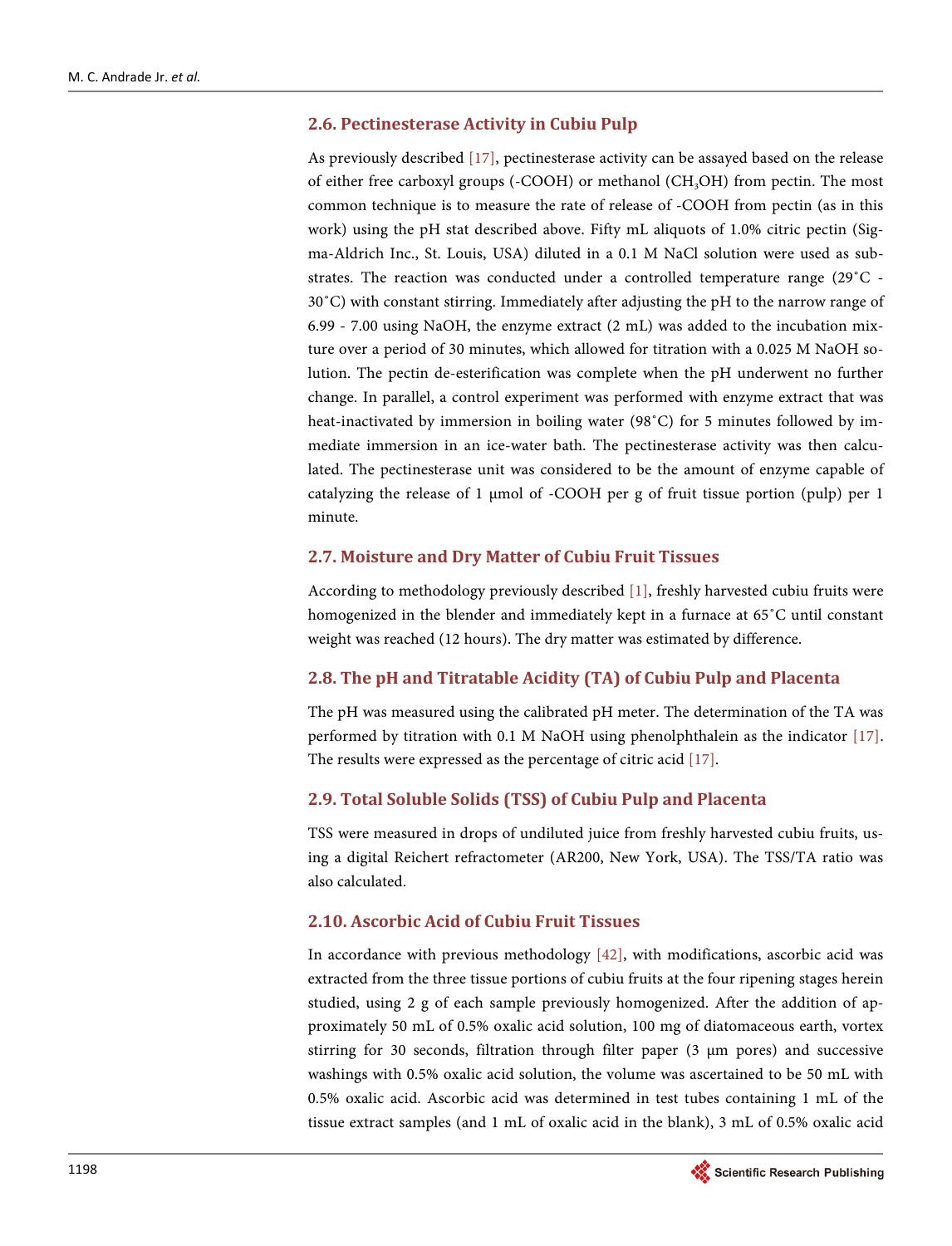### 2.6. Pectinesterase Activity in Cubiu Pulp

As previously described [17], pectinesterase activity can be assayed based on the release of either free carboxyl groups (-COOH) or methanol ($CH_3OH$) from pectin. The most common technique is to measure the rate of release of -COOH from pectin (as in this work) using the pH stat described above. Fifty mL aliquots of 1.0% citric pectin (Sigma-Aldrich Inc., St. Louis, USA) diluted in a 0.1 M NaCl solution were used as substrates. The reaction was conducted under a controlled temperature range (29˚C - 30˚C) with constant stirring. Immediately after adjusting the pH to the narrow range of 6.99 - 7.00 using NaOH, the enzyme extract (2 mL) was added to the incubation mixture over a period of 30 minutes, which allowed for titration with a 0.025 M NaOH solution. The pectin de-esterification was complete when the pH underwent no further change. In parallel, a control experiment was performed with enzyme extract that was heat-inactivated by immersion in boiling water (98˚C) for 5 minutes followed by immediate immersion in an ice-water bath. The pectinesterase activity was then calculated. The pectinesterase unit was considered to be the amount of enzyme capable of catalyzing the release of 1 μmol of -COOH per g of fruit tissue portion (pulp) per 1 minute.

### 2.7. Moisture and Dry Matter of Cubiu Fruit Tissues

According to methodology previously described [1], freshly harvested cubiu fruits were homogenized in the blender and immediately kept in a furnace at 65˚C until constant weight was reached (12 hours). The dry matter was estimated by difference.

### 2.8. The pH and Titratable Acidity (TA) of Cubiu Pulp and Placenta

The pH was measured using the calibrated pH meter. The determination of the TA was performed by titration with 0.1 M NaOH using phenolphthalein as the indicator [17]. The results were expressed as the percentage of citric acid [17].

### 2.9. Total Soluble Solids (TSS) of Cubiu Pulp and Placenta

TSS were measured in drops of undiluted juice from freshly harvested cubiu fruits, using a digital Reichert refractometer (AR200, New York, USA). The TSS/TA ratio was also calculated.

### 2.10. Ascorbic Acid of Cubiu Fruit Tissues

In accordance with previous methodology [42], with modifications, ascorbic acid was extracted from the three tissue portions of cubiu fruits at the four ripening stages herein studied, using 2 g of each sample previously homogenized. After the addition of approximately 50 mL of 0.5% oxalic acid solution, 100 mg of diatomaceous earth, vortex stirring for 30 seconds, filtration through filter paper (3 μm pores) and successive washings with 0.5% oxalic acid solution, the volume was ascertained to be 50 mL with 0.5% oxalic acid. Ascorbic acid was determined in test tubes containing 1 mL of the tissue extract samples (and 1 mL of oxalic acid in the blank), 3 mL of 0.5% oxalic acid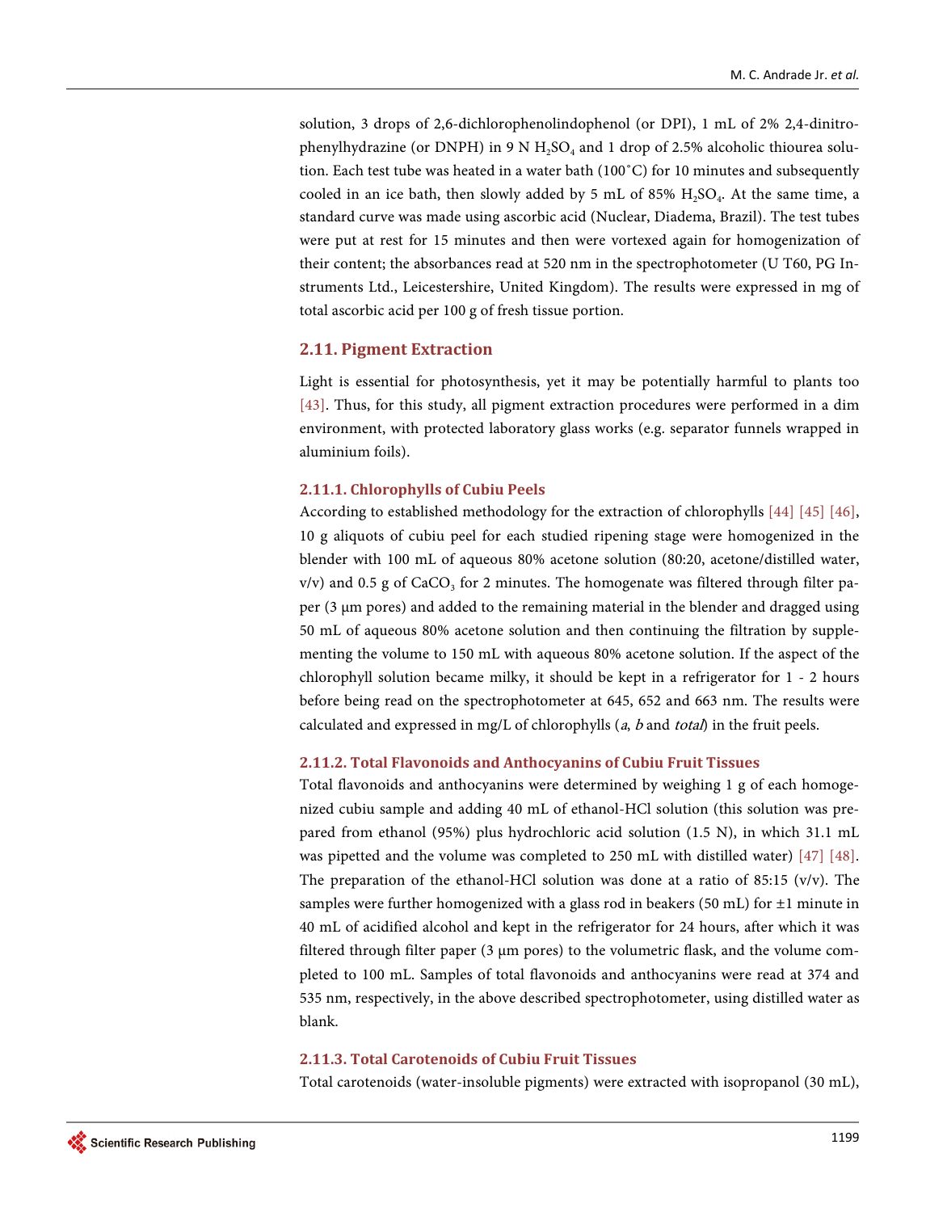solution, 3 drops of 2,6-dichlorophenolindophenol (or DPI), 1 mL of 2% 2,4-dinitrophenylhydrazine (or DNPH) in 9 N $H_2SO_4$ and 1 drop of 2.5% alcoholic thiourea solution. Each test tube was heated in a water bath (100˚C) for 10 minutes and subsequently cooled in an ice bath, then slowly added by 5 mL of 85% $H_2SO_4$. At the same time, a standard curve was made using ascorbic acid (Nuclear, Diadema, Brazil). The test tubes were put at rest for 15 minutes and then were vortexed again for homogenization of their content; the absorbances read at 520 nm in the spectrophotometer (U T60, PG Instruments Ltd., Leicestershire, United Kingdom). The results were expressed in mg of total ascorbic acid per 100 g of fresh tissue portion.

## 2.11. Pigment Extraction

Light is essential for photosynthesis, yet it may be potentially harmful to plants too [43]. Thus, for this study, all pigment extraction procedures were performed in a dim environment, with protected laboratory glass works (e.g. separator funnels wrapped in aluminium foils).

### 2.11.1. Chlorophylls of Cubiu Peels

According to established methodology for the extraction of chlorophylls [44] [45] [46], 10 g aliquots of cubiu peel for each studied ripening stage were homogenized in the blender with 100 mL of aqueous 80% acetone solution (80:20, acetone/distilled water, v/v) and 0.5 g of $CaCO_3$ for 2 minutes. The homogenate was filtered through filter paper (3 μm pores) and added to the remaining material in the blender and dragged using 50 mL of aqueous 80% acetone solution and then continuing the filtration by supplementing the volume to 150 mL with aqueous 80% acetone solution. If the aspect of the chlorophyll solution became milky, it should be kept in a refrigerator for 1 - 2 hours before being read on the spectrophotometer at 645, 652 and 663 nm. The results were calculated and expressed in mg/L of chlorophylls (*a*, *b* and *total*) in the fruit peels.

### 2.11.2. Total Flavonoids and Anthocyanins of Cubiu Fruit Tissues

Total flavonoids and anthocyanins were determined by weighing 1 g of each homogenized cubiu sample and adding 40 mL of ethanol-HCl solution (this solution was prepared from ethanol (95%) plus hydrochloric acid solution (1.5 N), in which 31.1 mL was pipetted and the volume was completed to 250 mL with distilled water) [47] [48]. The preparation of the ethanol-HCl solution was done at a ratio of 85:15 (v/v). The samples were further homogenized with a glass rod in beakers (50 mL) for ±1 minute in 40 mL of acidified alcohol and kept in the refrigerator for 24 hours, after which it was filtered through filter paper (3 μm pores) to the volumetric flask, and the volume completed to 100 mL. Samples of total flavonoids and anthocyanins were read at 374 and 535 nm, respectively, in the above described spectrophotometer, using distilled water as blank.

### 2.11.3. Total Carotenoids of Cubiu Fruit Tissues

Total carotenoids (water-insoluble pigments) were extracted with isopropanol (30 mL),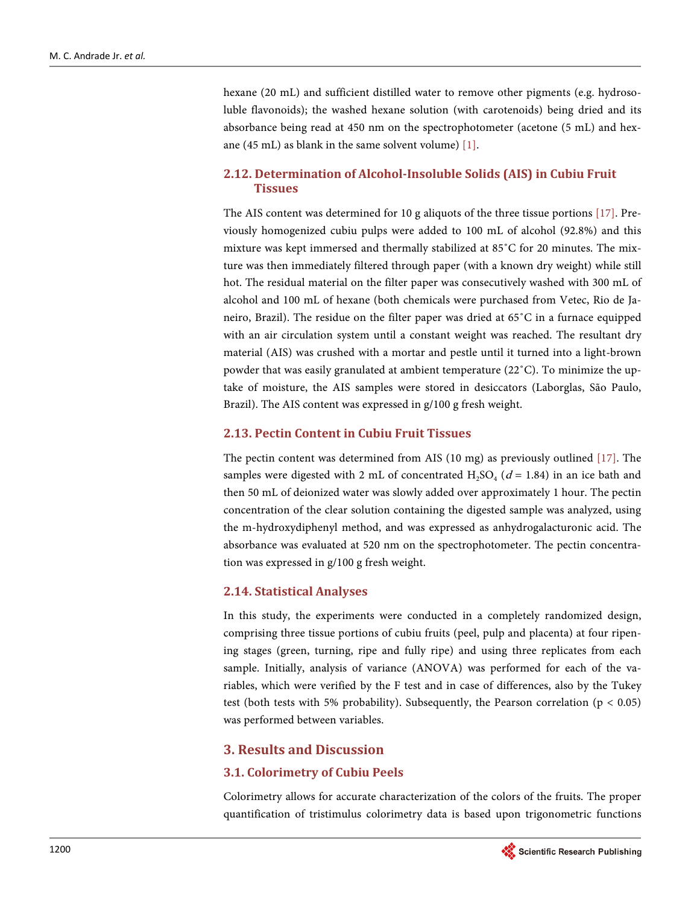hexane (20 mL) and sufficient distilled water to remove other pigments (e.g. hydrosoluble flavonoids); the washed hexane solution (with carotenoids) being dried and its absorbance being read at 450 nm on the spectrophotometer (acetone (5 mL) and hexane (45 mL) as blank in the same solvent volume) [1].

### 2.12. Determination of Alcohol-Insoluble Solids (AIS) in Cubiu Fruit Tissues

The AIS content was determined for 10 g aliquots of the three tissue portions [17]. Previously homogenized cubiu pulps were added to 100 mL of alcohol (92.8%) and this mixture was kept immersed and thermally stabilized at 85˚C for 20 minutes. The mixture was then immediately filtered through paper (with a known dry weight) while still hot. The residual material on the filter paper was consecutively washed with 300 mL of alcohol and 100 mL of hexane (both chemicals were purchased from Vetec, Rio de Janeiro, Brazil). The residue on the filter paper was dried at 65˚C in a furnace equipped with an air circulation system until a constant weight was reached. The resultant dry material (AIS) was crushed with a mortar and pestle until it turned into a light-brown powder that was easily granulated at ambient temperature (22˚C). To minimize the uptake of moisture, the AIS samples were stored in desiccators (Laborglas, São Paulo, Brazil). The AIS content was expressed in g/100 g fresh weight.

### 2.13. Pectin Content in Cubiu Fruit Tissues

The pectin content was determined from AIS (10 mg) as previously outlined [17]. The samples were digested with 2 mL of concentrated $H_2SO_4$ ($d$ = 1.84) in an ice bath and then 50 mL of deionized water was slowly added over approximately 1 hour. The pectin concentration of the clear solution containing the digested sample was analyzed, using the m-hydroxydiphenyl method, and was expressed as anhydrogalacturonic acid. The absorbance was evaluated at 520 nm on the spectrophotometer. The pectin concentration was expressed in g/100 g fresh weight.

### 2.14. Statistical Analyses

In this study, the experiments were conducted in a completely randomized design, comprising three tissue portions of cubiu fruits (peel, pulp and placenta) at four ripening stages (green, turning, ripe and fully ripe) and using three replicates from each sample. Initially, analysis of variance (ANOVA) was performed for each of the variables, which were verified by the F test and in case of differences, also by the Tukey test (both tests with 5% probability). Subsequently, the Pearson correlation ($p < 0.05$) was performed between variables.

## 3. Results and Discussion

### 3.1. Colorimetry of Cubiu Peels

Colorimetry allows for accurate characterization of the colors of the fruits. The proper quantification of tristimulus colorimetry data is based upon trigonometric functions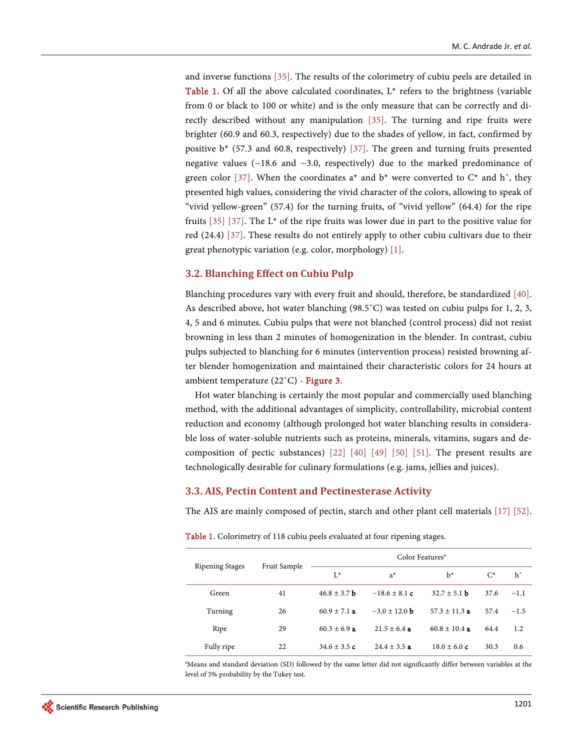and inverse functions [35]. The results of the colorimetry of cubiu peels are detailed in Table 1. Of all the above calculated coordinates, L* refers to the brightness (variable from 0 or black to 100 or white) and is the only measure that can be correctly and directly described without any manipulation [35]. The turning and ripe fruits were brighter (60.9 and 60.3, respectively) due to the shades of yellow, in fact, confirmed by positive b* (57.3 and 60.8, respectively) [37]. The green and turning fruits presented negative values (−18.6 and −3.0, respectively) due to the marked predominance of green color [37]. When the coordinates a* and b* were converted to C* and h˚, they presented high values, considering the vivid character of the colors, allowing to speak of "vivid yellow-green" (57.4) for the turning fruits, of "vivid yellow" (64.4) for the ripe fruits [35] [37]. The L* of the ripe fruits was lower due in part to the positive value for red (24.4) [37]. These results do not entirely apply to other cubiu cultivars due to their great phenotypic variation (e.g. color, morphology) [1].

### 3.2. Blanching Effect on Cubiu Pulp

Blanching procedures vary with every fruit and should, therefore, be standardized [40]. As described above, hot water blanching (98.5˚C) was tested on cubiu pulps for 1, 2, 3, 4, 5 and 6 minutes. Cubiu pulps that were not blanched (control process) did not resist browning in less than 2 minutes of homogenization in the blender. In contrast, cubiu pulps subjected to blanching for 6 minutes (intervention process) resisted browning after blender homogenization and maintained their characteristic colors for 24 hours at ambient temperature (22˚C) - Figure 3.

Hot water blanching is certainly the most popular and commercially used blanching method, with the additional advantages of simplicity, controllability, microbial content reduction and economy (although prolonged hot water blanching results in considerable loss of water-soluble nutrients such as proteins, minerals, vitamins, sugars and decomposition of pectic substances) [22] [40] [49] [50] [51]. The present results are technologically desirable for culinary formulations (e.g. jams, jellies and juices).

### 3.3. AIS, Pectin Content and Pectinesterase Activity

The AIS are mainly composed of pectin, starch and other plant cell materials [17] [52].

Table 1. Colorimetry of 118 cubiu peels evaluated at four ripening stages.

| Ripening Stages | Fruit Sample | Color Features[a] | | | | |
|---|---|---|---|---|---|---|
| | | L* | a* | b* | C* | h˚ |
| Green | 41 | 46.8 ± 3.7 **b** | −18.6 ± 8.1 **c** | 32.7 ± 5.1 **b** | 37.6 | −1.1 |
| Turning | 26 | 60.9 ± 7.1 **a** | −3.0 ± 12.0 **b** | 57.3 ± 11.3 **a** | 57.4 | −1.5 |
| Ripe | 29 | 60.3 ± 6.9 **a** | 21.5 ± 6.4 **a** | 60.8 ± 10.4 **a** | 64.4 | 1.2 |
| Fully ripe | 22 | 34.6 ± 3.5 **c** | 24.4 ± 3.5 **a** | 18.0 ± 6.0 **c** | 30.3 | 0.6 |

[a]Means and standard deviation (SD) followed by the same letter did not significantly differ between variables at the level of 5% probability by the Tukey test.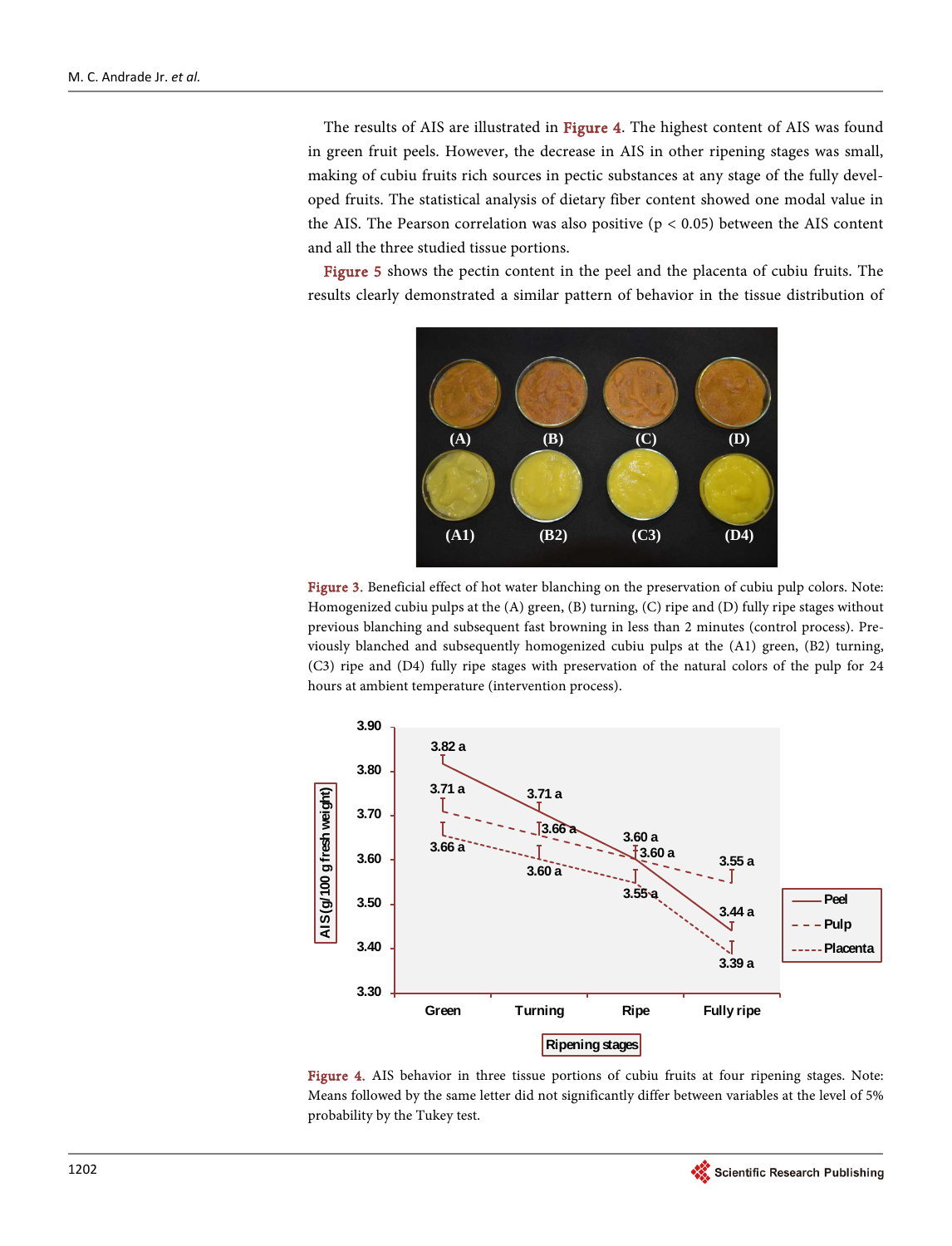The results of AIS are illustrated in Figure 4. The highest content of AIS was found in green fruit peels. However, the decrease in AIS in other ripening stages was small, making of cubiu fruits rich sources in pectic substances at any stage of the fully developed fruits. The statistical analysis of dietary fiber content showed one modal value in the AIS. The Pearson correlation was also positive ($p < 0.05$) between the AIS content and all the three studied tissue portions.

Figure 5 shows the pectin content in the peel and the placenta of cubiu fruits. The results clearly demonstrated a similar pattern of behavior in the tissue distribution of

Figure 3. Beneficial effect of hot water blanching on the preservation of cubiu pulp colors. Note: Homogenized cubiu pulps at the (A) green, (B) turning, (C) ripe and (D) fully ripe stages without previous blanching and subsequent fast browning in less than 2 minutes (control process). Previously blanched and subsequently homogenized cubiu pulps at the (A1) green, (B2) turning, (C3) ripe and (D4) fully ripe stages with preservation of the natural colors of the pulp for 24 hours at ambient temperature (intervention process).

Figure 4. AIS behavior in three tissue portions of cubiu fruits at four ripening stages. Note: Means followed by the same letter did not significantly differ between variables at the level of 5% probability by the Tukey test.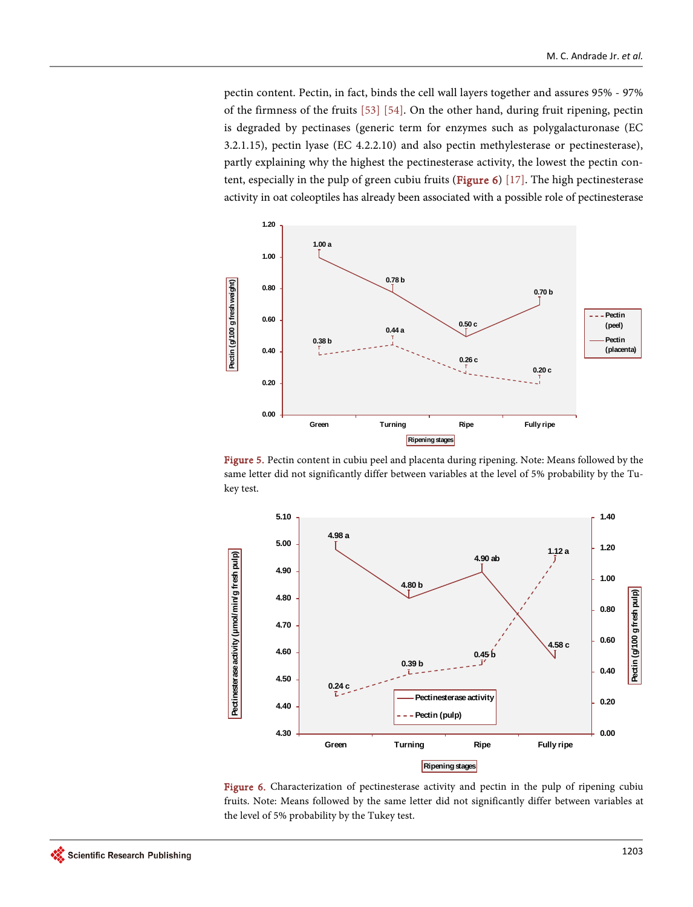pectin content. Pectin, in fact, binds the cell wall layers together and assures 95% - 97% of the firmness of the fruits [53] [54]. On the other hand, during fruit ripening, pectin is degraded by pectinases (generic term for enzymes such as polygalacturonase (EC 3.2.1.15), pectin lyase (EC 4.2.2.10) and also pectin methylesterase or pectinesterase), partly explaining why the highest the pectinesterase activity, the lowest the pectin content, especially in the pulp of green cubiu fruits (Figure 6) [17]. The high pectinesterase activity in oat coleoptiles has already been associated with a possible role of pectinesterase

Figure 5. Pectin content in cubiu peel and placenta during ripening. Note: Means followed by the same letter did not significantly differ between variables at the level of 5% probability by the Tukey test.

Figure 6. Characterization of pectinesterase activity and pectin in the pulp of ripening cubiu fruits. Note: Means followed by the same letter did not significantly differ between variables at the level of 5% probability by the Tukey test.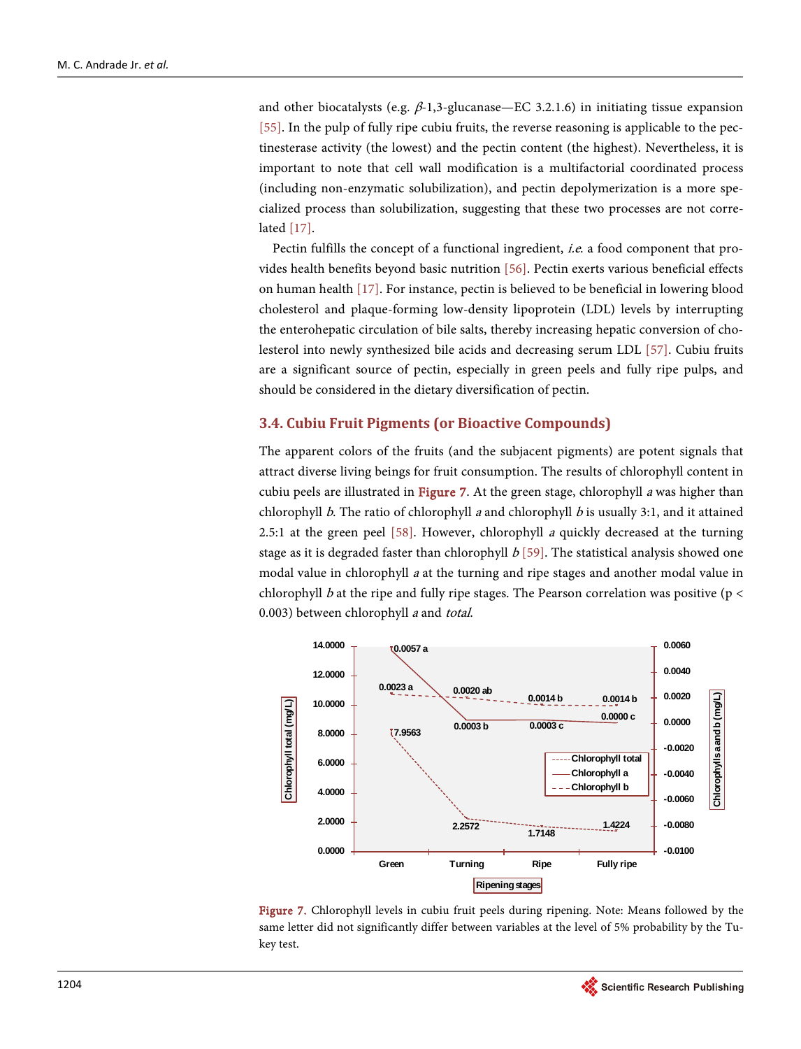and other biocatalysts (e.g. $\beta$-1,3-glucanase—EC 3.2.1.6) in initiating tissue expansion [55]. In the pulp of fully ripe cubiu fruits, the reverse reasoning is applicable to the pectinesterase activity (the lowest) and the pectin content (the highest). Nevertheless, it is important to note that cell wall modification is a multifactorial coordinated process (including non-enzymatic solubilization), and pectin depolymerization is a more specialized process than solubilization, suggesting that these two processes are not correlated [17].

Pectin fulfills the concept of a functional ingredient, *i.e.* a food component that provides health benefits beyond basic nutrition [56]. Pectin exerts various beneficial effects on human health [17]. For instance, pectin is believed to be beneficial in lowering blood cholesterol and plaque-forming low-density lipoprotein (LDL) levels by interrupting the enterohepatic circulation of bile salts, thereby increasing hepatic conversion of cholesterol into newly synthesized bile acids and decreasing serum LDL [57]. Cubiu fruits are a significant source of pectin, especially in green peels and fully ripe pulps, and should be considered in the dietary diversification of pectin.

### 3.4. Cubiu Fruit Pigments (or Bioactive Compounds)

The apparent colors of the fruits (and the subjacent pigments) are potent signals that attract diverse living beings for fruit consumption. The results of chlorophyll content in cubiu peels are illustrated in Figure 7. At the green stage, chlorophyll *a* was higher than chlorophyll *b*. The ratio of chlorophyll *a* and chlorophyll *b* is usually 3:1, and it attained 2.5:1 at the green peel [58]. However, chlorophyll *a* quickly decreased at the turning stage as it is degraded faster than chlorophyll *b* [59]. The statistical analysis showed one modal value in chlorophyll *a* at the turning and ripe stages and another modal value in chlorophyll *b* at the ripe and fully ripe stages. The Pearson correlation was positive ($p < 0.003$) between chlorophyll *a* and *total*.

Figure 7. Chlorophyll levels in cubiu fruit peels during ripening. Note: Means followed by the same letter did not significantly differ between variables at the level of 5% probability by the Tukey test.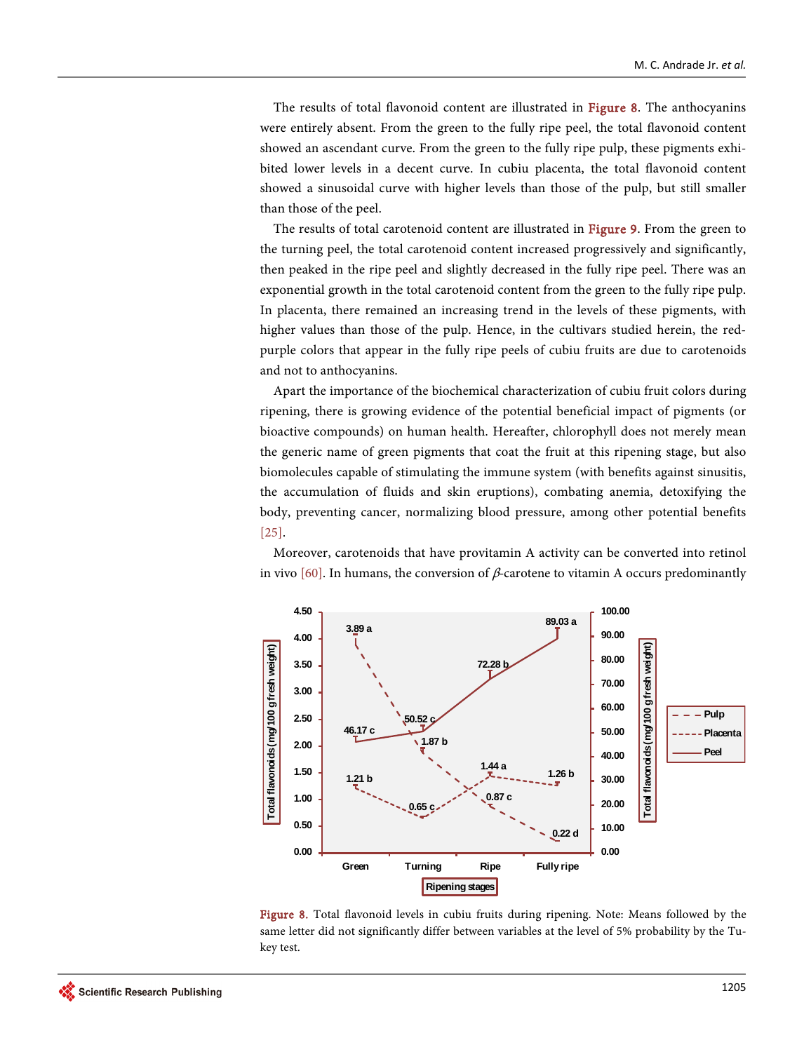The results of total flavonoid content are illustrated in Figure 8. The anthocyanins were entirely absent. From the green to the fully ripe peel, the total flavonoid content showed an ascendant curve. From the green to the fully ripe pulp, these pigments exhibited lower levels in a decent curve. In cubiu placenta, the total flavonoid content showed a sinusoidal curve with higher levels than those of the pulp, but still smaller than those of the peel.

The results of total carotenoid content are illustrated in Figure 9. From the green to the turning peel, the total carotenoid content increased progressively and significantly, then peaked in the ripe peel and slightly decreased in the fully ripe peel. There was an exponential growth in the total carotenoid content from the green to the fully ripe pulp. In placenta, there remained an increasing trend in the levels of these pigments, with higher values than those of the pulp. Hence, in the cultivars studied herein, the red-purple colors that appear in the fully ripe peels of cubiu fruits are due to carotenoids and not to anthocyanins.

Apart the importance of the biochemical characterization of cubiu fruit colors during ripening, there is growing evidence of the potential beneficial impact of pigments (or bioactive compounds) on human health. Hereafter, chlorophyll does not merely mean the generic name of green pigments that coat the fruit at this ripening stage, but also biomolecules capable of stimulating the immune system (with benefits against sinusitis, the accumulation of fluids and skin eruptions), combating anemia, detoxifying the body, preventing cancer, normalizing blood pressure, among other potential benefits [25].

Moreover, carotenoids that have provitamin A activity can be converted into retinol in vivo [60]. In humans, the conversion of $\beta$-carotene to vitamin A occurs predominantly

Figure 8. Total flavonoid levels in cubiu fruits during ripening. Note: Means followed by the same letter did not significantly differ between variables at the level of 5% probability by the Tukey test.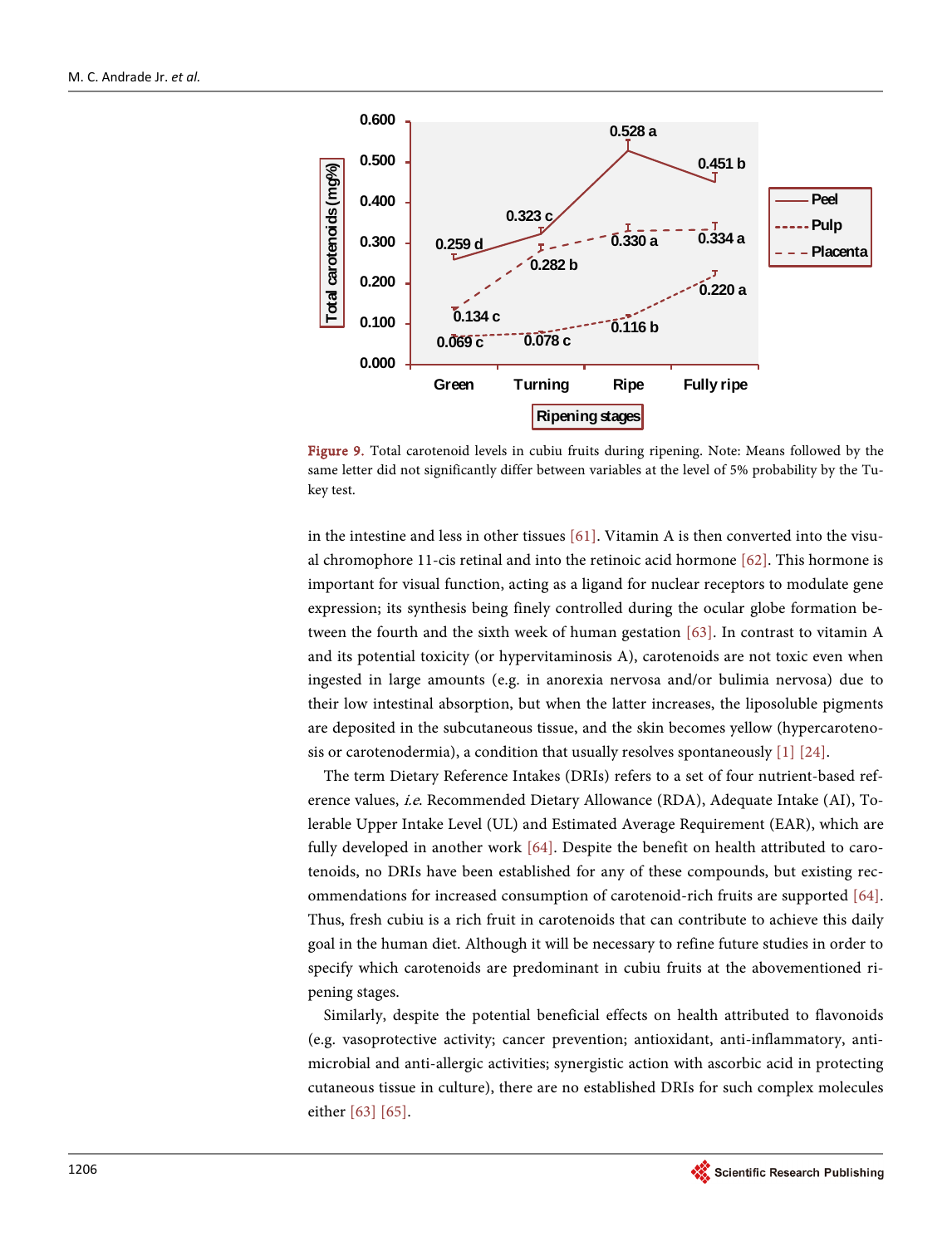Figure 9. Total carotenoid levels in cubiu fruits during ripening. Note: Means followed by the same letter did not significantly differ between variables at the level of 5% probability by the Tukey test.

in the intestine and less in other tissues [61]. Vitamin A is then converted into the visual chromophore 11-cis retinal and into the retinoic acid hormone [62]. This hormone is important for visual function, acting as a ligand for nuclear receptors to modulate gene expression; its synthesis being finely controlled during the ocular globe formation between the fourth and the sixth week of human gestation [63]. In contrast to vitamin A and its potential toxicity (or hypervitaminosis A), carotenoids are not toxic even when ingested in large amounts (e.g. in anorexia nervosa and/or bulimia nervosa) due to their low intestinal absorption, but when the latter increases, the liposoluble pigments are deposited in the subcutaneous tissue, and the skin becomes yellow (hypercarotenosis or carotenodermia), a condition that usually resolves spontaneously [1] [24].

The term Dietary Reference Intakes (DRIs) refers to a set of four nutrient-based reference values, *i.e.* Recommended Dietary Allowance (RDA), Adequate Intake (AI), Tolerable Upper Intake Level (UL) and Estimated Average Requirement (EAR), which are fully developed in another work [64]. Despite the benefit on health attributed to carotenoids, no DRIs have been established for any of these compounds, but existing recommendations for increased consumption of carotenoid-rich fruits are supported [64]. Thus, fresh cubiu is a rich fruit in carotenoids that can contribute to achieve this daily goal in the human diet. Although it will be necessary to refine future studies in order to specify which carotenoids are predominant in cubiu fruits at the abovementioned ripening stages.

Similarly, despite the potential beneficial effects on health attributed to flavonoids (e.g. vasoprotective activity; cancer prevention; antioxidant, anti-inflammatory, antimicrobial and anti-allergic activities; synergistic action with ascorbic acid in protecting cutaneous tissue in culture), there are no established DRIs for such complex molecules either [63] [65].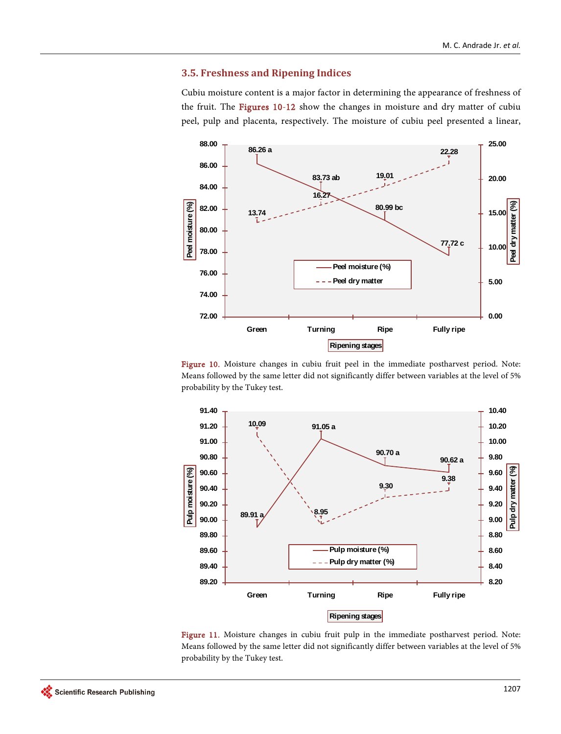### 3.5. Freshness and Ripening Indices

Cubiu moisture content is a major factor in determining the appearance of freshness of the fruit. The Figures 10-12 show the changes in moisture and dry matter of cubiu peel, pulp and placenta, respectively. The moisture of cubiu peel presented a linear,

Figure 10. Moisture changes in cubiu fruit peel in the immediate postharvest period. Note: Means followed by the same letter did not significantly differ between variables at the level of 5% probability by the Tukey test.

Figure 11. Moisture changes in cubiu fruit pulp in the immediate postharvest period. Note: Means followed by the same letter did not significantly differ between variables at the level of 5% probability by the Tukey test.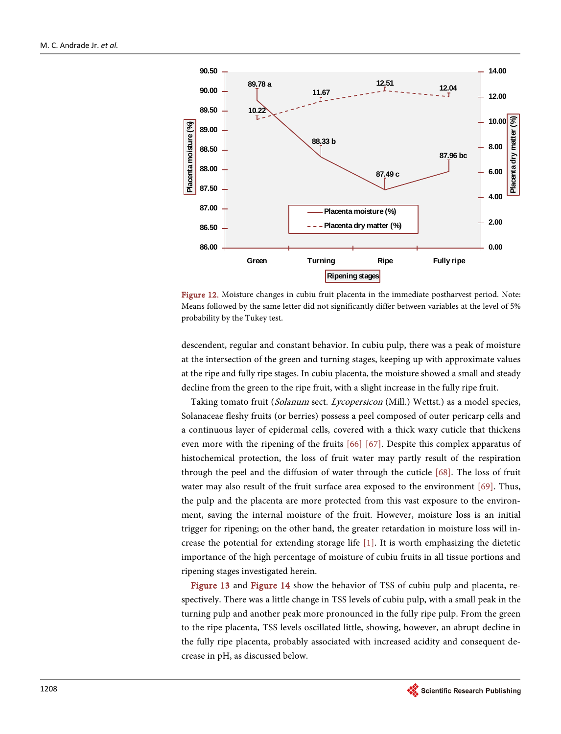Figure 12. Moisture changes in cubiu fruit placenta in the immediate postharvest period. Note: Means followed by the same letter did not significantly differ between variables at the level of 5% probability by the Tukey test.

descendent, regular and constant behavior. In cubiu pulp, there was a peak of moisture at the intersection of the green and turning stages, keeping up with approximate values at the ripe and fully ripe stages. In cubiu placenta, the moisture showed a small and steady decline from the green to the ripe fruit, with a slight increase in the fully ripe fruit.

Taking tomato fruit (*Solanum* sect. *Lycopersicon* (Mill.) Wettst.) as a model species, Solanaceae fleshy fruits (or berries) possess a peel composed of outer pericarp cells and a continuous layer of epidermal cells, covered with a thick waxy cuticle that thickens even more with the ripening of the fruits [66] [67]. Despite this complex apparatus of histochemical protection, the loss of fruit water may partly result of the respiration through the peel and the diffusion of water through the cuticle [68]. The loss of fruit water may also result of the fruit surface area exposed to the environment [69]. Thus, the pulp and the placenta are more protected from this vast exposure to the environment, saving the internal moisture of the fruit. However, moisture loss is an initial trigger for ripening; on the other hand, the greater retardation in moisture loss will increase the potential for extending storage life [1]. It is worth emphasizing the dietetic importance of the high percentage of moisture of cubiu fruits in all tissue portions and ripening stages investigated herein.

Figure 13 and Figure 14 show the behavior of TSS of cubiu pulp and placenta, respectively. There was a little change in TSS levels of cubiu pulp, with a small peak in the turning pulp and another peak more pronounced in the fully ripe pulp. From the green to the ripe placenta, TSS levels oscillated little, showing, however, an abrupt decline in the fully ripe placenta, probably associated with increased acidity and consequent decrease in pH, as discussed below.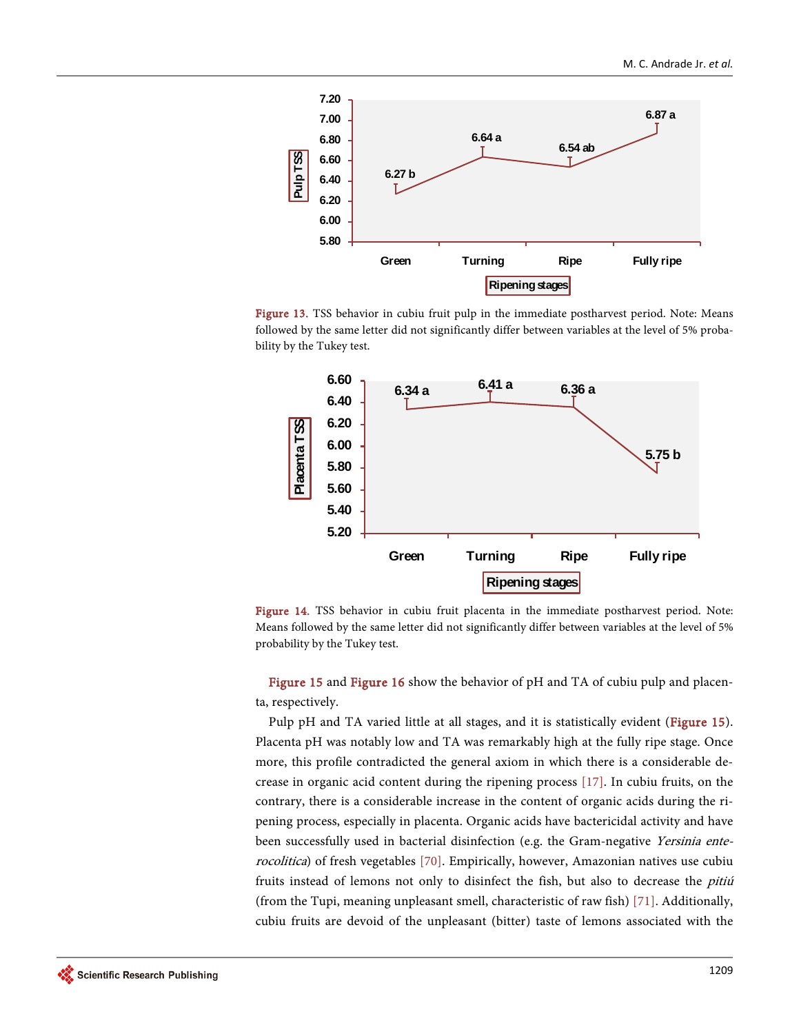Figure 13. TSS behavior in cubiu fruit pulp in the immediate postharvest period. Note: Means followed by the same letter did not significantly differ between variables at the level of 5% probability by the Tukey test.

Figure 14. TSS behavior in cubiu fruit placenta in the immediate postharvest period. Note: Means followed by the same letter did not significantly differ between variables at the level of 5% probability by the Tukey test.

Figure 15 and Figure 16 show the behavior of pH and TA of cubiu pulp and placenta, respectively.

Pulp pH and TA varied little at all stages, and it is statistically evident (Figure 15). Placenta pH was notably low and TA was remarkably high at the fully ripe stage. Once more, this profile contradicted the general axiom in which there is a considerable decrease in organic acid content during the ripening process [17]. In cubiu fruits, on the contrary, there is a considerable increase in the content of organic acids during the ripening process, especially in placenta. Organic acids have bactericidal activity and have been successfully used in bacterial disinfection (e.g. the Gram-negative *Yersinia enterocolitica*) of fresh vegetables [70]. Empirically, however, Amazonian natives use cubiu fruits instead of lemons not only to disinfect the fish, but also to decrease the *pitiú* (from the Tupi, meaning unpleasant smell, characteristic of raw fish) [71]. Additionally, cubiu fruits are devoid of the unpleasant (bitter) taste of lemons associated with the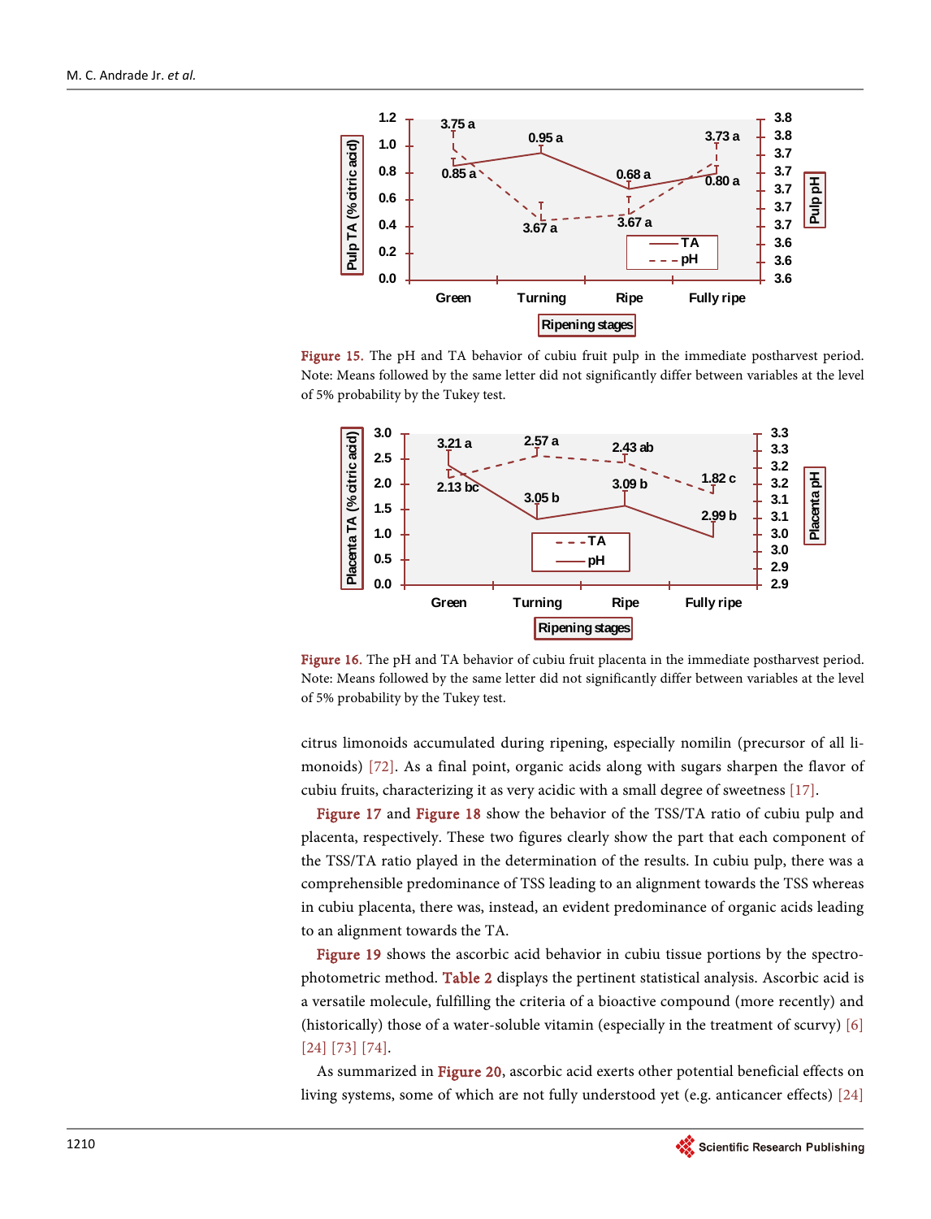Figure 15. The pH and TA behavior of cubiu fruit pulp in the immediate postharvest period. Note: Means followed by the same letter did not significantly differ between variables at the level of 5% probability by the Tukey test.

Figure 16. The pH and TA behavior of cubiu fruit placenta in the immediate postharvest period. Note: Means followed by the same letter did not significantly differ between variables at the level of 5% probability by the Tukey test.

citrus limonoids accumulated during ripening, especially nomilin (precursor of all limonoids) [72]. As a final point, organic acids along with sugars sharpen the flavor of cubiu fruits, characterizing it as very acidic with a small degree of sweetness [17].

Figure 17 and Figure 18 show the behavior of the TSS/TA ratio of cubiu pulp and placenta, respectively. These two figures clearly show the part that each component of the TSS/TA ratio played in the determination of the results. In cubiu pulp, there was a comprehensible predominance of TSS leading to an alignment towards the TSS whereas in cubiu placenta, there was, instead, an evident predominance of organic acids leading to an alignment towards the TA.

Figure 19 shows the ascorbic acid behavior in cubiu tissue portions by the spectrophotometric method. Table 2 displays the pertinent statistical analysis. Ascorbic acid is a versatile molecule, fulfilling the criteria of a bioactive compound (more recently) and (historically) those of a water-soluble vitamin (especially in the treatment of scurvy) [6] [24] [73] [74].

As summarized in Figure 20, ascorbic acid exerts other potential beneficial effects on living systems, some of which are not fully understood yet (e.g. anticancer effects) [24]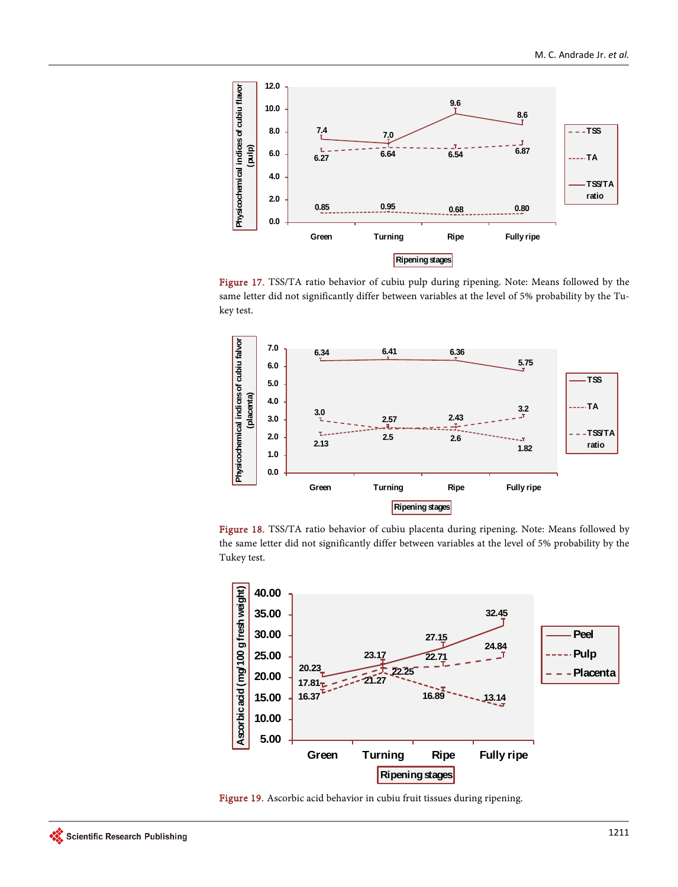Figure 17. TSS/TA ratio behavior of cubiu pulp during ripening. Note: Means followed by the same letter did not significantly differ between variables at the level of 5% probability by the Tukey test.

Figure 18. TSS/TA ratio behavior of cubiu placenta during ripening. Note: Means followed by the same letter did not significantly differ between variables at the level of 5% probability by the Tukey test.

Figure 19. Ascorbic acid behavior in cubiu fruit tissues during ripening.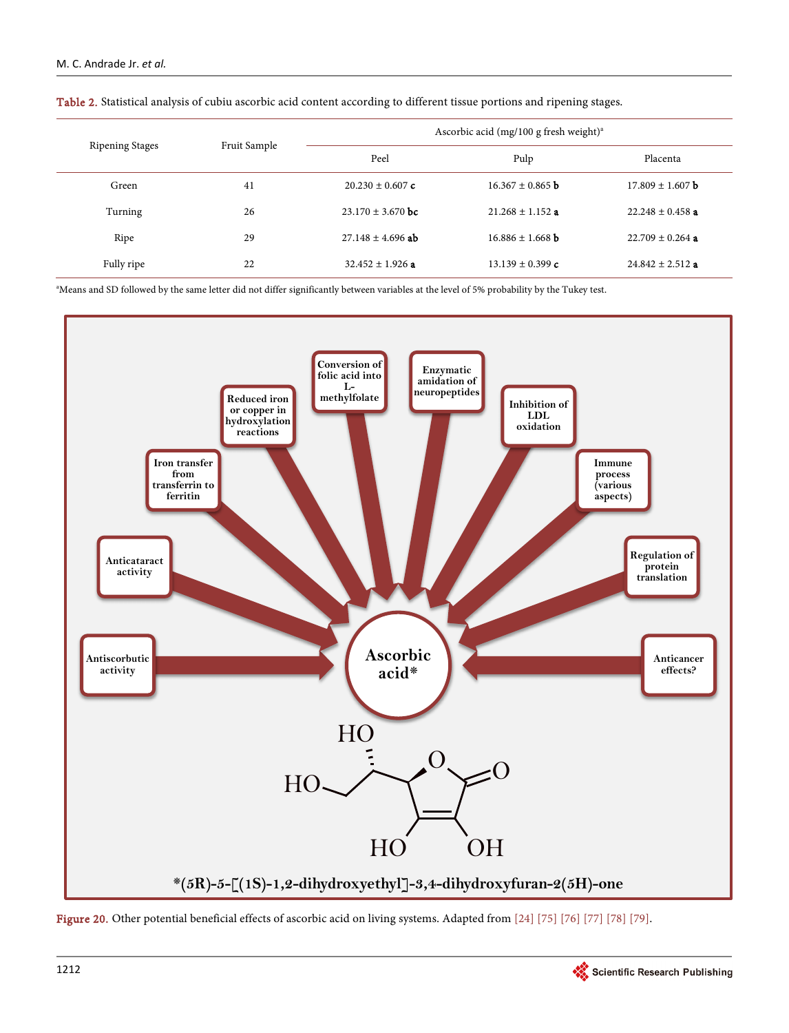**Table 2.** Statistical analysis of cubiu ascorbic acid content according to different tissue portions and ripening stages.

| Ripening Stages | Fruit Sample | Ascorbic acid (mg/100 g fresh weight)[a] | | |
|---|---|---|---|---|
| | | Peel | Pulp | Placenta |
| Green | 41 | 20.230 ± 0.607 **c** | 16.367 ± 0.865 **b** | 17.809 ± 1.607 **b** |
| Turning | 26 | 23.170 ± 3.670 **bc** | 21.268 ± 1.152 **a** | 22.248 ± 0.458 **a** |
| Ripe | 29 | 27.148 ± 4.696 **ab** | 16.886 ± 1.668 **b** | 22.709 ± 0.264 **a** |
| Fully ripe | 22 | 32.452 ± 1.926 **a** | 13.139 ± 0.399 **c** | 24.842 ± 2.512 **a** |

[a]Means and SD followed by the same letter did not differ significantly between variables at the level of 5% probability by the Tukey test.

**Figure 20.** Other potential beneficial effects of ascorbic acid on living systems. Adapted from [24] [75] [76] [77] [78] [79].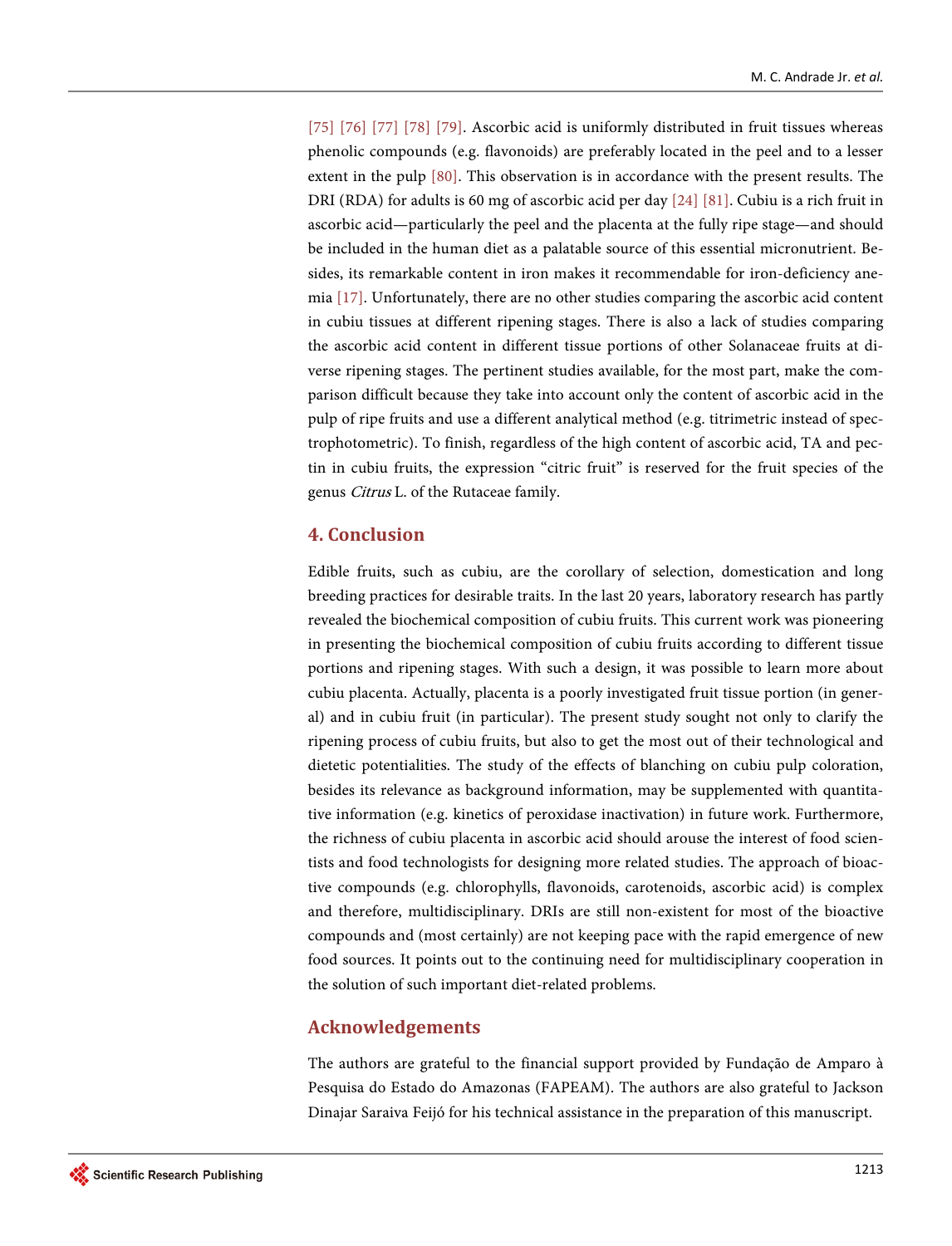[75] [76] [77] [78] [79]. Ascorbic acid is uniformly distributed in fruit tissues whereas phenolic compounds (e.g. flavonoids) are preferably located in the peel and to a lesser extent in the pulp [80]. This observation is in accordance with the present results. The DRI (RDA) for adults is 60 mg of ascorbic acid per day [24] [81]. Cubiu is a rich fruit in ascorbic acid—particularly the peel and the placenta at the fully ripe stage—and should be included in the human diet as a palatable source of this essential micronutrient. Besides, its remarkable content in iron makes it recommendable for iron-deficiency anemia [17]. Unfortunately, there are no other studies comparing the ascorbic acid content in cubiu tissues at different ripening stages. There is also a lack of studies comparing the ascorbic acid content in different tissue portions of other Solanaceae fruits at diverse ripening stages. The pertinent studies available, for the most part, make the comparison difficult because they take into account only the content of ascorbic acid in the pulp of ripe fruits and use a different analytical method (e.g. titrimetric instead of spectrophotometric). To finish, regardless of the high content of ascorbic acid, TA and pectin in cubiu fruits, the expression "citric fruit" is reserved for the fruit species of the genus *Citrus* L. of the Rutaceae family.

## 4. Conclusion

Edible fruits, such as cubiu, are the corollary of selection, domestication and long breeding practices for desirable traits. In the last 20 years, laboratory research has partly revealed the biochemical composition of cubiu fruits. This current work was pioneering in presenting the biochemical composition of cubiu fruits according to different tissue portions and ripening stages. With such a design, it was possible to learn more about cubiu placenta. Actually, placenta is a poorly investigated fruit tissue portion (in general) and in cubiu fruit (in particular). The present study sought not only to clarify the ripening process of cubiu fruits, but also to get the most out of their technological and dietetic potentialities. The study of the effects of blanching on cubiu pulp coloration, besides its relevance as background information, may be supplemented with quantitative information (e.g. kinetics of peroxidase inactivation) in future work. Furthermore, the richness of cubiu placenta in ascorbic acid should arouse the interest of food scientists and food technologists for designing more related studies. The approach of bioactive compounds (e.g. chlorophylls, flavonoids, carotenoids, ascorbic acid) is complex and therefore, multidisciplinary. DRIs are still non-existent for most of the bioactive compounds and (most certainly) are not keeping pace with the rapid emergence of new food sources. It points out to the continuing need for multidisciplinary cooperation in the solution of such important diet-related problems.

## Acknowledgements

The authors are grateful to the financial support provided by Fundação de Amparo à Pesquisa do Estado do Amazonas (FAPEAM). The authors are also grateful to Jackson Dinajar Saraiva Feijó for his technical assistance in the preparation of this manuscript.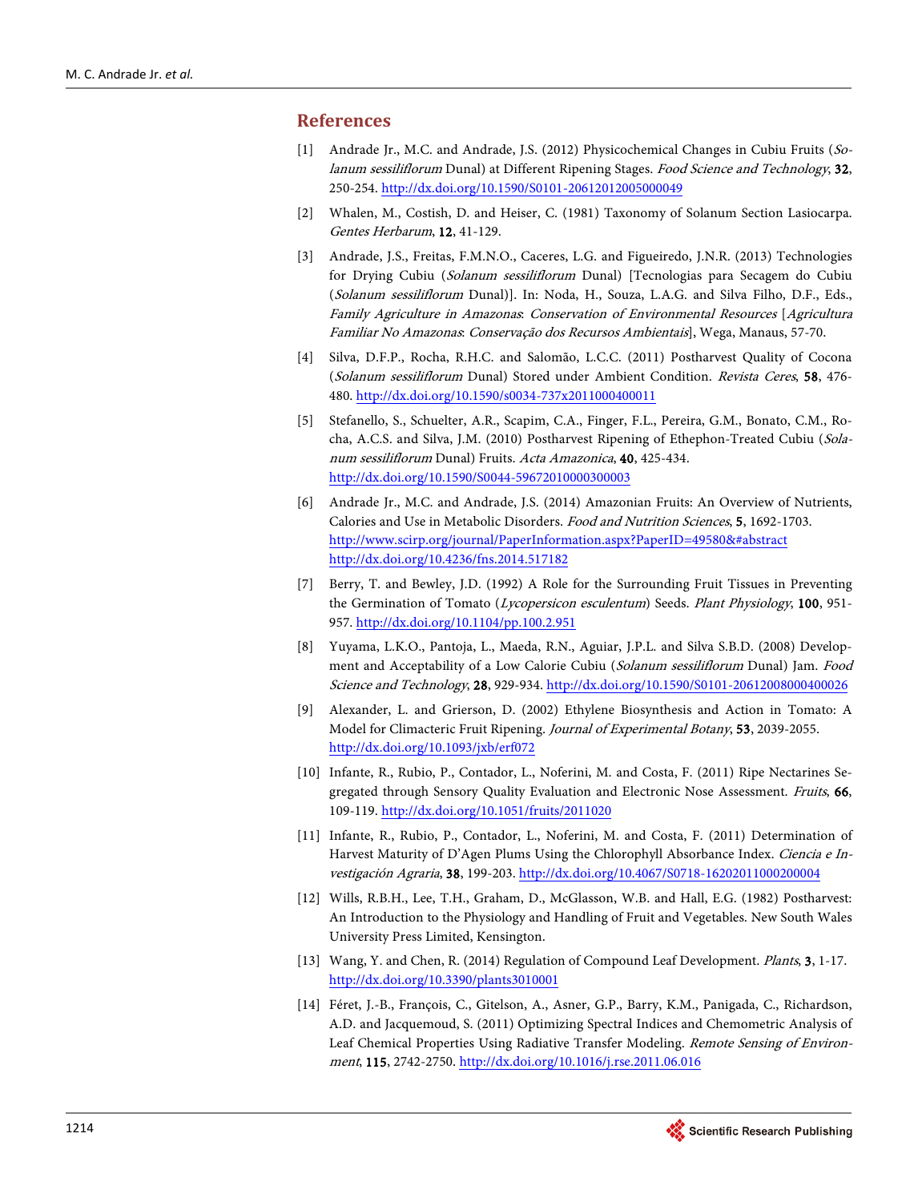## References

[1] Andrade Jr., M.C. and Andrade, J.S. (2012) Physicochemical Changes in Cubiu Fruits (*Solanum sessiliflorum* Dunal) at Different Ripening Stages. *Food Science and Technology*, **32**, 250-254. http://dx.doi.org/10.1590/S0101-20612012005000049

[2] Whalen, M., Costish, D. and Heiser, C. (1981) Taxonomy of Solanum Section Lasiocarpa. *Gentes Herbarum*, **12**, 41-129.

[3] Andrade, J.S., Freitas, F.M.N.O., Caceres, L.G. and Figueiredo, J.N.R. (2013) Technologies for Drying Cubiu (*Solanum sessiliflorum* Dunal) [Tecnologias para Secagem do Cubiu (*Solanum sessiliflorum* Dunal)]. In: Noda, H., Souza, L.A.G. and Silva Filho, D.F., Eds., *Family Agriculture in Amazonas*: *Conservation of Environmental Resources* [*Agricultura Familiar No Amazonas*: *Conservação dos Recursos Ambientais*], Wega, Manaus, 57-70.

[4] Silva, D.F.P., Rocha, R.H.C. and Salomão, L.C.C. (2011) Postharvest Quality of Cocona (*Solanum sessiliflorum* Dunal) Stored under Ambient Condition. *Revista Ceres*, **58**, 476-480. http://dx.doi.org/10.1590/s0034-737x2011000400011

[5] Stefanello, S., Schuelter, A.R., Scapim, C.A., Finger, F.L., Pereira, G.M., Bonato, C.M., Rocha, A.C.S. and Silva, J.M. (2010) Postharvest Ripening of Ethephon-Treated Cubiu (*Solanum sessiliflorum* Dunal) Fruits. *Acta Amazonica*, **40**, 425-434. http://dx.doi.org/10.1590/S0044-59672010000300003

[6] Andrade Jr., M.C. and Andrade, J.S. (2014) Amazonian Fruits: An Overview of Nutrients, Calories and Use in Metabolic Disorders. *Food and Nutrition Sciences*, **5**, 1692-1703. http://www.scirp.org/journal/PaperInformation.aspx?PaperID=49580&#abstract http://dx.doi.org/10.4236/fns.2014.517182

[7] Berry, T. and Bewley, J.D. (1992) A Role for the Surrounding Fruit Tissues in Preventing the Germination of Tomato (*Lycopersicon esculentum*) Seeds. *Plant Physiology*, **100**, 951-957. http://dx.doi.org/10.1104/pp.100.2.951

[8] Yuyama, L.K.O., Pantoja, L., Maeda, R.N., Aguiar, J.P.L. and Silva S.B.D. (2008) Development and Acceptability of a Low Calorie Cubiu (*Solanum sessiliflorum* Dunal) Jam. *Food Science and Technology*, **28**, 929-934. http://dx.doi.org/10.1590/S0101-20612008000400026

[9] Alexander, L. and Grierson, D. (2002) Ethylene Biosynthesis and Action in Tomato: A Model for Climacteric Fruit Ripening. *Journal of Experimental Botany*, **53**, 2039-2055. http://dx.doi.org/10.1093/jxb/erf072

[10] Infante, R., Rubio, P., Contador, L., Noferini, M. and Costa, F. (2011) Ripe Nectarines Segregated through Sensory Quality Evaluation and Electronic Nose Assessment. *Fruits*, **66**, 109-119. http://dx.doi.org/10.1051/fruits/2011020

[11] Infante, R., Rubio, P., Contador, L., Noferini, M. and Costa, F. (2011) Determination of Harvest Maturity of D'Agen Plums Using the Chlorophyll Absorbance Index. *Ciencia e Investigación Agraria*, **38**, 199-203. http://dx.doi.org/10.4067/S0718-16202011000200004

[12] Wills, R.B.H., Lee, T.H., Graham, D., McGlasson, W.B. and Hall, E.G. (1982) Postharvest: An Introduction to the Physiology and Handling of Fruit and Vegetables. New South Wales University Press Limited, Kensington.

[13] Wang, Y. and Chen, R. (2014) Regulation of Compound Leaf Development. *Plants*, **3**, 1-17. http://dx.doi.org/10.3390/plants3010001

[14] Féret, J.-B., François, C., Gitelson, A., Asner, G.P., Barry, K.M., Panigada, C., Richardson, A.D. and Jacquemoud, S. (2011) Optimizing Spectral Indices and Chemometric Analysis of Leaf Chemical Properties Using Radiative Transfer Modeling. *Remote Sensing of Environment*, **115**, 2742-2750. http://dx.doi.org/10.1016/j.rse.2011.06.016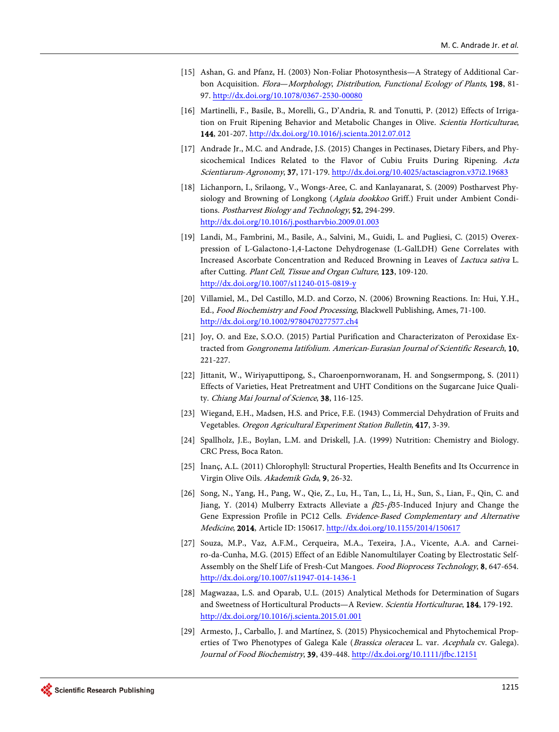[15] Ashan, G. and Pfanz, H. (2003) Non-Foliar Photosynthesis—A Strategy of Additional Carbon Acquisition. *Flora—Morphology*, *Distribution*, *Functional Ecology of Plants*, **198**, 81-97. http://dx.doi.org/10.1078/0367-2530-00080

[16] Martinelli, F., Basile, B., Morelli, G., D'Andria, R. and Tonutti, P. (2012) Effects of Irrigation on Fruit Ripening Behavior and Metabolic Changes in Olive. *Scientia Horticulturae*, **144**, 201-207. http://dx.doi.org/10.1016/j.scienta.2012.07.012

[17] Andrade Jr., M.C. and Andrade, J.S. (2015) Changes in Pectinases, Dietary Fibers, and Physicochemical Indices Related to the Flavor of Cubiu Fruits During Ripening. *Acta Scientiarum-Agronomy*, **37**, 171-179. http://dx.doi.org/10.4025/actasciagron.v37i2.19683

[18] Lichanporn, I., Srilaong, V., Wongs-Aree, C. and Kanlayanarat, S. (2009) Postharvest Physiology and Browning of Longkong (*Aglaia dookkoo* Griff.) Fruit under Ambient Conditions. *Postharvest Biology and Technology*, **52**, 294-299. http://dx.doi.org/10.1016/j.postharvbio.2009.01.003

[19] Landi, M., Fambrini, M., Basile, A., Salvini, M., Guidi, L. and Pugliesi, C. (2015) Overexpression of L-Galactono-1,4-Lactone Dehydrogenase (L-GalLDH) Gene Correlates with Increased Ascorbate Concentration and Reduced Browning in Leaves of *Lactuca sativa* L. after Cutting. *Plant Cell*, *Tissue and Organ Culture*, **123**, 109-120. http://dx.doi.org/10.1007/s11240-015-0819-y

[20] Villamiel, M., Del Castillo, M.D. and Corzo, N. (2006) Browning Reactions. In: Hui, Y.H., Ed., *Food Biochemistry and Food Processing*, Blackwell Publishing, Ames, 71-100. http://dx.doi.org/10.1002/9780470277577.ch4

[21] Joy, O. and Eze, S.O.O. (2015) Partial Purification and Characterizaton of Peroxidase Extracted from *Gongronema latifolium*. *American-Eurasian Journal of Scientific Research*, **10**, 221-227.

[22] Jittanit, W., Wiriyaputtipong, S., Charoenpornworanam, H. and Songsermpong, S. (2011) Effects of Varieties, Heat Pretreatment and UHT Conditions on the Sugarcane Juice Quality. *Chiang Mai Journal of Science*, **38**, 116-125.

[23] Wiegand, E.H., Madsen, H.S. and Price, F.E. (1943) Commercial Dehydration of Fruits and Vegetables. *Oregon Agricultural Experiment Station Bulletin*, **417**, 3-39.

[24] Spallholz, J.E., Boylan, L.M. and Driskell, J.A. (1999) Nutrition: Chemistry and Biology. CRC Press, Boca Raton.

[25] İnanç, A.L. (2011) Chlorophyll: Structural Properties, Health Benefits and Its Occurrence in Virgin Olive Oils. *Akademik Gıda*, **9**, 26-32.

[26] Song, N., Yang, H., Pang, W., Qie, Z., Lu, H., Tan, L., Li, H., Sun, S., Lian, F., Qin, C. and Jiang, Y. (2014) Mulberry Extracts Alleviate $\beta$25-$\beta$35-Induced Injury and Change the Gene Expression Profile in PC12 Cells. *Evidence-Based Complementary and Alternative Medicine*, **2014**, Article ID: 150617. http://dx.doi.org/10.1155/2014/150617

[27] Souza, M.P., Vaz, A.F.M., Cerqueira, M.A., Texeira, J.A., Vicente, A.A. and Carneiro-da-Cunha, M.G. (2015) Effect of an Edible Nanomultilayer Coating by Electrostatic Self-Assembly on the Shelf Life of Fresh-Cut Mangoes. *Food Bioprocess Technology*, **8**, 647-654. http://dx.doi.org/10.1007/s11947-014-1436-1

[28] Magwazaa, L.S. and Oparab, U.L. (2015) Analytical Methods for Determination of Sugars and Sweetness of Horticultural Products—A Review. *Scientia Horticulturae*, **184**, 179-192. http://dx.doi.org/10.1016/j.scienta.2015.01.001

[29] Armesto, J., Carballo, J. and Martínez, S. (2015) Physicochemical and Phytochemical Properties of Two Phenotypes of Galega Kale (*Brassica oleracea* L. var. *Acephala* cv. Galega). *Journal of Food Biochemistry*, **39**, 439-448. http://dx.doi.org/10.1111/jfbc.12151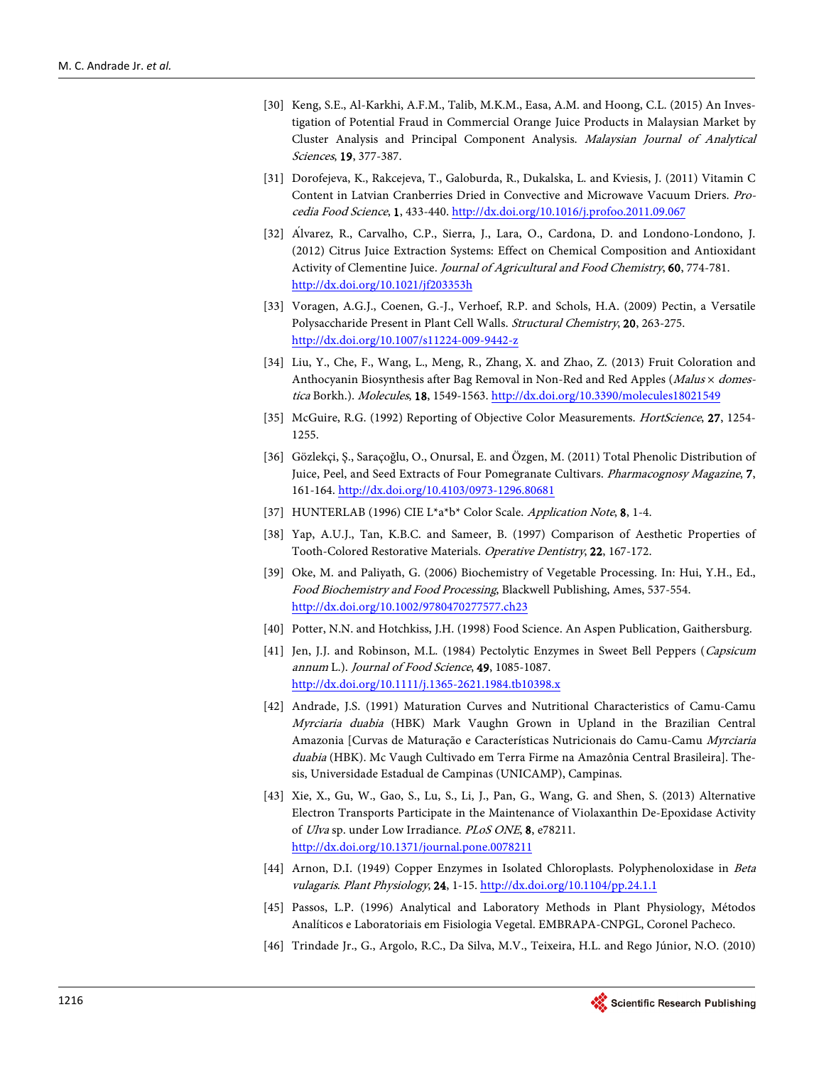[30] Keng, S.E., Al-Karkhi, A.F.M., Talib, M.K.M., Easa, A.M. and Hoong, C.L. (2015) An Investigation of Potential Fraud in Commercial Orange Juice Products in Malaysian Market by Cluster Analysis and Principal Component Analysis. *Malaysian Journal of Analytical Sciences*, **19**, 377-387.

[31] Dorofejeva, K., Rakcejeva, T., Galoburda, R., Dukalska, L. and Kviesis, J. (2011) Vitamin C Content in Latvian Cranberries Dried in Convective and Microwave Vacuum Driers. *Procedia Food Science*, **1**, 433-440. http://dx.doi.org/10.1016/j.profoo.2011.09.067

[32] Álvarez, R., Carvalho, C.P., Sierra, J., Lara, O., Cardona, D. and Londono-Londono, J. (2012) Citrus Juice Extraction Systems: Effect on Chemical Composition and Antioxidant Activity of Clementine Juice. *Journal of Agricultural and Food Chemistry*, **60**, 774-781. http://dx.doi.org/10.1021/jf203353h

[33] Voragen, A.G.J., Coenen, G.-J., Verhoef, R.P. and Schols, H.A. (2009) Pectin, a Versatile Polysaccharide Present in Plant Cell Walls. *Structural Chemistry*, **20**, 263-275. http://dx.doi.org/10.1007/s11224-009-9442-z

[34] Liu, Y., Che, F., Wang, L., Meng, R., Zhang, X. and Zhao, Z. (2013) Fruit Coloration and Anthocyanin Biosynthesis after Bag Removal in Non-Red and Red Apples (*Malus × domestica* Borkh.). *Molecules*, **18**, 1549-1563. http://dx.doi.org/10.3390/molecules18021549

[35] McGuire, R.G. (1992) Reporting of Objective Color Measurements. *HortScience*, **27**, 1254-1255.

[36] Gözlekçi, Ş., Saraçoğlu, O., Onursal, E. and Özgen, M. (2011) Total Phenolic Distribution of Juice, Peel, and Seed Extracts of Four Pomegranate Cultivars. *Pharmacognosy Magazine*, **7**, 161-164. http://dx.doi.org/10.4103/0973-1296.80681

[37] HUNTERLAB (1996) CIE L*a*b* Color Scale. *Application Note*, **8**, 1-4.

[38] Yap, A.U.J., Tan, K.B.C. and Sameer, B. (1997) Comparison of Aesthetic Properties of Tooth-Colored Restorative Materials. *Operative Dentistry*, **22**, 167-172.

[39] Oke, M. and Paliyath, G. (2006) Biochemistry of Vegetable Processing. In: Hui, Y.H., Ed., *Food Biochemistry and Food Processing*, Blackwell Publishing, Ames, 537-554. http://dx.doi.org/10.1002/9780470277577.ch23

[40] Potter, N.N. and Hotchkiss, J.H. (1998) Food Science. An Aspen Publication, Gaithersburg.

[41] Jen, J.J. and Robinson, M.L. (1984) Pectolytic Enzymes in Sweet Bell Peppers (*Capsicum annum* L.). *Journal of Food Science*, **49**, 1085-1087. http://dx.doi.org/10.1111/j.1365-2621.1984.tb10398.x

[42] Andrade, J.S. (1991) Maturation Curves and Nutritional Characteristics of Camu-Camu *Myrciaria duabia* (HBK) Mark Vaughn Grown in Upland in the Brazilian Central Amazonia [Curvas de Maturação e Características Nutricionais do Camu-Camu *Myrciaria duabia* (HBK). Mc Vaugh Cultivado em Terra Firme na Amazônia Central Brasileira]. Thesis, Universidade Estadual de Campinas (UNICAMP), Campinas.

[43] Xie, X., Gu, W., Gao, S., Lu, S., Li, J., Pan, G., Wang, G. and Shen, S. (2013) Alternative Electron Transports Participate in the Maintenance of Violaxanthin De-Epoxidase Activity of *Ulva* sp. under Low Irradiance. *PLoS ONE*, **8**, e78211. http://dx.doi.org/10.1371/journal.pone.0078211

[44] Arnon, D.I. (1949) Copper Enzymes in Isolated Chloroplasts. Polyphenoloxidase in *Beta vulagaris*. *Plant Physiology*, **24**, 1-15. http://dx.doi.org/10.1104/pp.24.1.1

[45] Passos, L.P. (1996) Analytical and Laboratory Methods in Plant Physiology, Métodos Analíticos e Laboratoriais em Fisiologia Vegetal. EMBRAPA-CNPGL, Coronel Pacheco.

[46] Trindade Jr., G., Argolo, R.C., Da Silva, M.V., Teixeira, H.L. and Rego Júnior, N.O. (2010)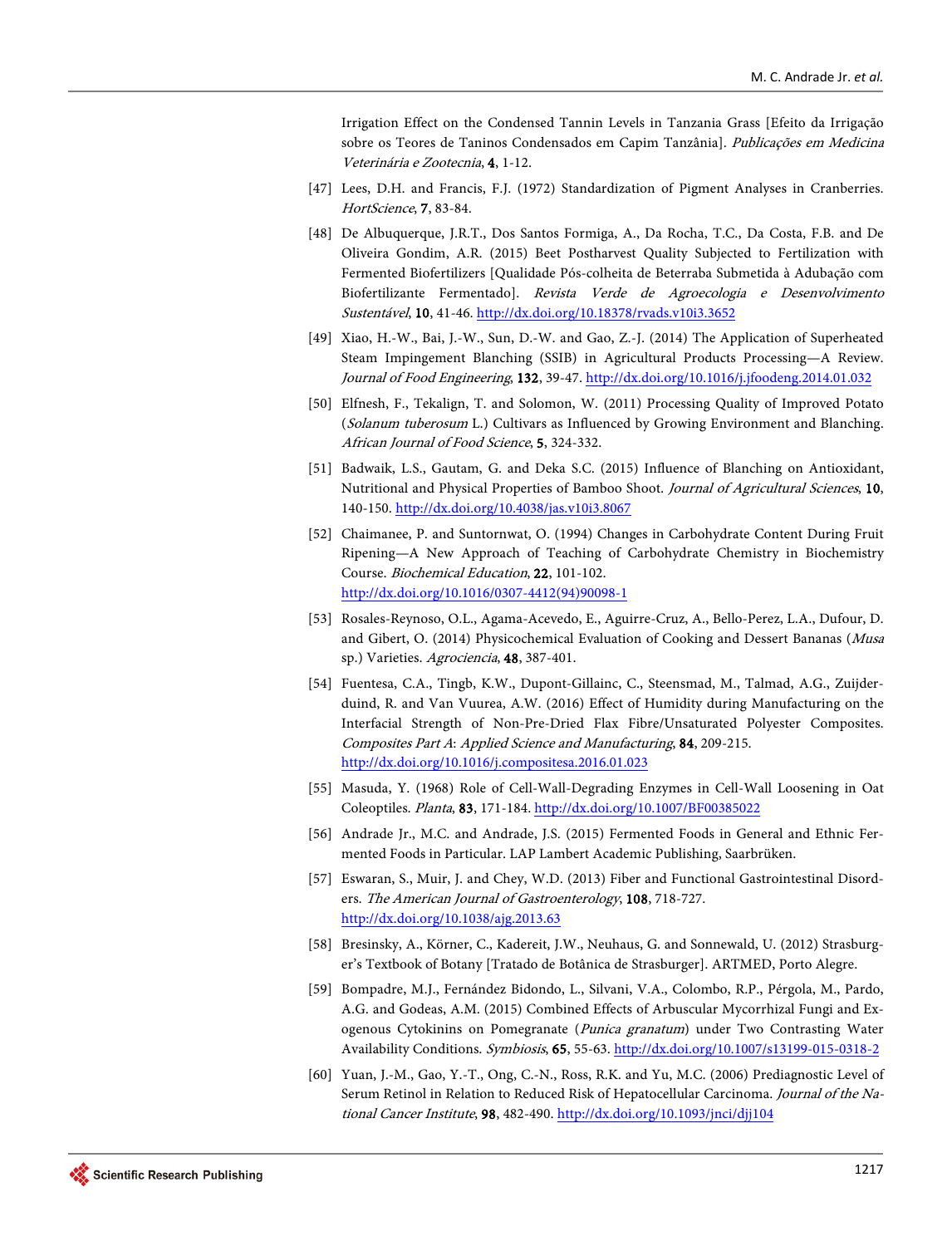Irrigation Effect on the Condensed Tannin Levels in Tanzania Grass [Efeito da Irrigação sobre os Teores de Taninos Condensados em Capim Tanzânia]. *Publicações em Medicina Veterinária e Zootecnia*, **4**, 1-12.

[47] Lees, D.H. and Francis, F.J. (1972) Standardization of Pigment Analyses in Cranberries. *HortScience*, **7**, 83-84.

[48] De Albuquerque, J.R.T., Dos Santos Formiga, A., Da Rocha, T.C., Da Costa, F.B. and De Oliveira Gondim, A.R. (2015) Beet Postharvest Quality Subjected to Fertilization with Fermented Biofertilizers [Qualidade Pós-colheita de Beterraba Submetida à Adubação com Biofertilizante Fermentado]. *Revista Verde de Agroecologia e Desenvolvimento Sustentável*, **10**, 41-46. http://dx.doi.org/10.18378/rvads.v10i3.3652

[49] Xiao, H.-W., Bai, J.-W., Sun, D.-W. and Gao, Z.-J. (2014) The Application of Superheated Steam Impingement Blanching (SSIB) in Agricultural Products Processing—A Review. *Journal of Food Engineering*, **132**, 39-47. http://dx.doi.org/10.1016/j.jfoodeng.2014.01.032

[50] Elfnesh, F., Tekalign, T. and Solomon, W. (2011) Processing Quality of Improved Potato (*Solanum tuberosum* L.) Cultivars as Influenced by Growing Environment and Blanching. *African Journal of Food Science*, **5**, 324-332.

[51] Badwaik, L.S., Gautam, G. and Deka S.C. (2015) Influence of Blanching on Antioxidant, Nutritional and Physical Properties of Bamboo Shoot. *Journal of Agricultural Sciences*, **10**, 140-150. http://dx.doi.org/10.4038/jas.v10i3.8067

[52] Chaimanee, P. and Suntornwat, O. (1994) Changes in Carbohydrate Content During Fruit Ripening—A New Approach of Teaching of Carbohydrate Chemistry in Biochemistry Course. *Biochemical Education*, **22**, 101-102. http://dx.doi.org/10.1016/0307-4412(94)90098-1

[53] Rosales-Reynoso, O.L., Agama-Acevedo, E., Aguirre-Cruz, A., Bello-Perez, L.A., Dufour, D. and Gibert, O. (2014) Physicochemical Evaluation of Cooking and Dessert Bananas (*Musa* sp.) Varieties. *Agrociencia*, **48**, 387-401.

[54] Fuentesa, C.A., Tingb, K.W., Dupont-Gillainc, C., Steensmad, M., Talmad, A.G., Zuijderduind, R. and Van Vuurea, A.W. (2016) Effect of Humidity during Manufacturing on the Interfacial Strength of Non-Pre-Dried Flax Fibre/Unsaturated Polyester Composites. *Composites Part A*: *Applied Science and Manufacturing*, **84**, 209-215. http://dx.doi.org/10.1016/j.compositesa.2016.01.023

[55] Masuda, Y. (1968) Role of Cell-Wall-Degrading Enzymes in Cell-Wall Loosening in Oat Coleoptiles. *Planta*, **83**, 171-184. http://dx.doi.org/10.1007/BF00385022

[56] Andrade Jr., M.C. and Andrade, J.S. (2015) Fermented Foods in General and Ethnic Fermented Foods in Particular. LAP Lambert Academic Publishing, Saarbrüken.

[57] Eswaran, S., Muir, J. and Chey, W.D. (2013) Fiber and Functional Gastrointestinal Disorders. *The American Journal of Gastroenterology*, **108**, 718-727. http://dx.doi.org/10.1038/ajg.2013.63

[58] Bresinsky, A., Körner, C., Kadereit, J.W., Neuhaus, G. and Sonnewald, U. (2012) Strasburger's Textbook of Botany [Tratado de Botânica de Strasburger]. ARTMED, Porto Alegre.

[59] Bompadre, M.J., Fernández Bidondo, L., Silvani, V.A., Colombo, R.P., Pérgola, M., Pardo, A.G. and Godeas, A.M. (2015) Combined Effects of Arbuscular Mycorrhizal Fungi and Exogenous Cytokinins on Pomegranate (*Punica granatum*) under Two Contrasting Water Availability Conditions. *Symbiosis*, **65**, 55-63. http://dx.doi.org/10.1007/s13199-015-0318-2

[60] Yuan, J.-M., Gao, Y.-T., Ong, C.-N., Ross, R.K. and Yu, M.C. (2006) Prediagnostic Level of Serum Retinol in Relation to Reduced Risk of Hepatocellular Carcinoma. *Journal of the National Cancer Institute*, **98**, 482-490. http://dx.doi.org/10.1093/jnci/djj104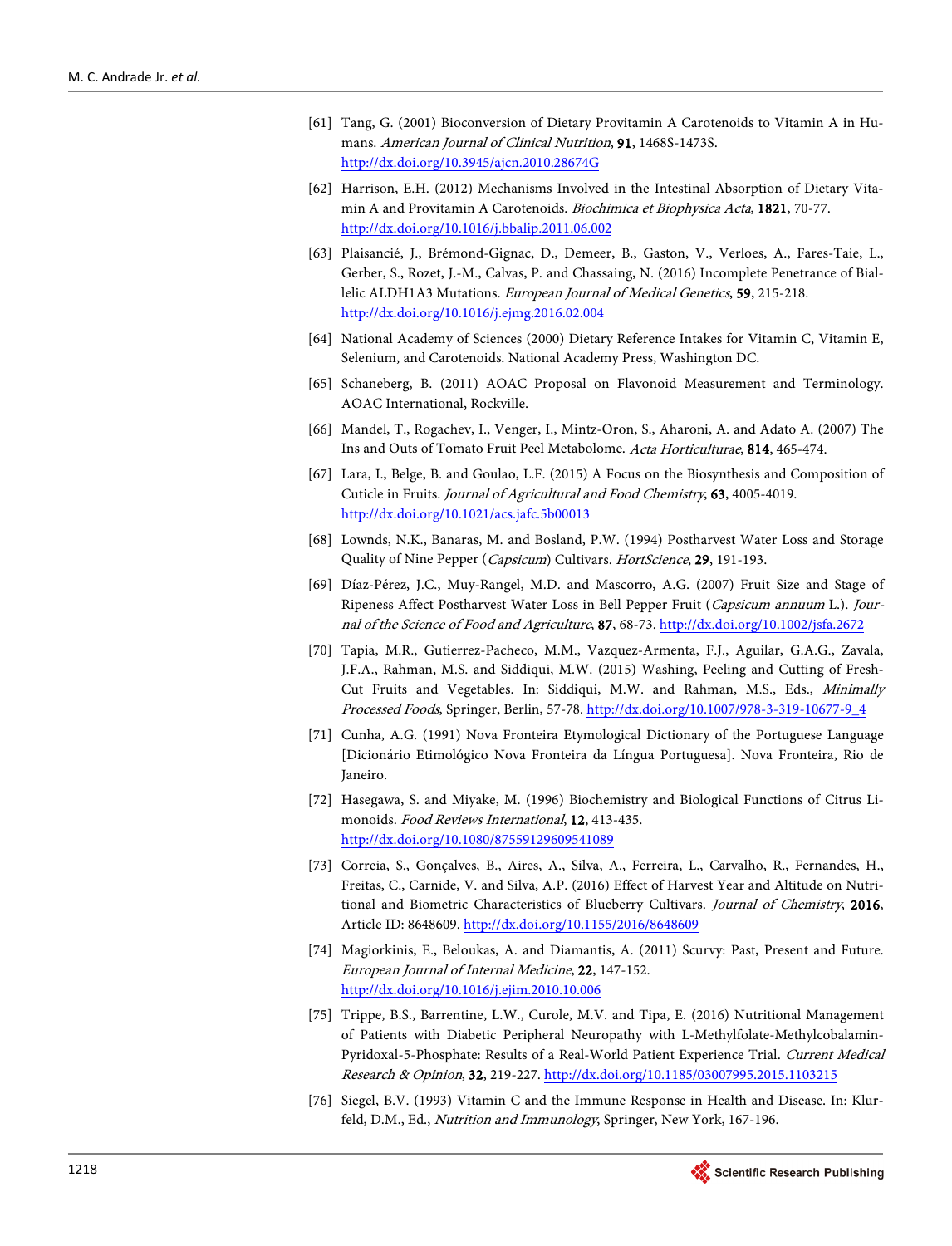[61] Tang, G. (2001) Bioconversion of Dietary Provitamin A Carotenoids to Vitamin A in Humans. *American Journal of Clinical Nutrition*, **91**, 1468S-1473S. http://dx.doi.org/10.3945/ajcn.2010.28674G

[62] Harrison, E.H. (2012) Mechanisms Involved in the Intestinal Absorption of Dietary Vitamin A and Provitamin A Carotenoids. *Biochimica et Biophysica Acta*, **1821**, 70-77. http://dx.doi.org/10.1016/j.bbalip.2011.06.002

[63] Plaisancié, J., Brémond-Gignac, D., Demeer, B., Gaston, V., Verloes, A., Fares-Taie, L., Gerber, S., Rozet, J.-M., Calvas, P. and Chassaing, N. (2016) Incomplete Penetrance of Biallelic ALDH1A3 Mutations. *European Journal of Medical Genetics*, **59**, 215-218. http://dx.doi.org/10.1016/j.ejmg.2016.02.004

[64] National Academy of Sciences (2000) Dietary Reference Intakes for Vitamin C, Vitamin E, Selenium, and Carotenoids. National Academy Press, Washington DC.

[65] Schaneberg, B. (2011) AOAC Proposal on Flavonoid Measurement and Terminology. AOAC International, Rockville.

[66] Mandel, T., Rogachev, I., Venger, I., Mintz-Oron, S., Aharoni, A. and Adato A. (2007) The Ins and Outs of Tomato Fruit Peel Metabolome. *Acta Horticulturae*, **814**, 465-474.

[67] Lara, I., Belge, B. and Goulao, L.F. (2015) A Focus on the Biosynthesis and Composition of Cuticle in Fruits. *Journal of Agricultural and Food Chemistry*, **63**, 4005-4019. http://dx.doi.org/10.1021/acs.jafc.5b00013

[68] Lownds, N.K., Banaras, M. and Bosland, P.W. (1994) Postharvest Water Loss and Storage Quality of Nine Pepper (*Capsicum*) Cultivars. *HortScience*, **29**, 191-193.

[69] Díaz-Pérez, J.C., Muy-Rangel, M.D. and Mascorro, A.G. (2007) Fruit Size and Stage of Ripeness Affect Postharvest Water Loss in Bell Pepper Fruit (*Capsicum annuum* L.). *Journal of the Science of Food and Agriculture*, **87**, 68-73. http://dx.doi.org/10.1002/jsfa.2672

[70] Tapia, M.R., Gutierrez-Pacheco, M.M., Vazquez-Armenta, F.J., Aguilar, G.A.G., Zavala, J.F.A., Rahman, M.S. and Siddiqui, M.W. (2015) Washing, Peeling and Cutting of Fresh-Cut Fruits and Vegetables. In: Siddiqui, M.W. and Rahman, M.S., Eds., *Minimally Processed Foods*, Springer, Berlin, 57-78. http://dx.doi.org/10.1007/978-3-319-10677-9_4

[71] Cunha, A.G. (1991) Nova Fronteira Etymological Dictionary of the Portuguese Language [Dicionário Etimológico Nova Fronteira da Língua Portuguesa]. Nova Fronteira, Rio de Janeiro.

[72] Hasegawa, S. and Miyake, M. (1996) Biochemistry and Biological Functions of Citrus Limonoids. *Food Reviews International*, **12**, 413-435. http://dx.doi.org/10.1080/87559129609541089

[73] Correia, S., Gonçalves, B., Aires, A., Silva, A., Ferreira, L., Carvalho, R., Fernandes, H., Freitas, C., Carnide, V. and Silva, A.P. (2016) Effect of Harvest Year and Altitude on Nutritional and Biometric Characteristics of Blueberry Cultivars. *Journal of Chemistry*, **2016**, Article ID: 8648609. http://dx.doi.org/10.1155/2016/8648609

[74] Magiorkinis, E., Beloukas, A. and Diamantis, A. (2011) Scurvy: Past, Present and Future. *European Journal of Internal Medicine*, **22**, 147-152. http://dx.doi.org/10.1016/j.ejim.2010.10.006

[75] Trippe, B.S., Barrentine, L.W., Curole, M.V. and Tipa, E. (2016) Nutritional Management of Patients with Diabetic Peripheral Neuropathy with L-Methylfolate-Methylcobalamin-Pyridoxal-5-Phosphate: Results of a Real-World Patient Experience Trial. *Current Medical Research & Opinion*, **32**, 219-227. http://dx.doi.org/10.1185/03007995.2015.1103215

[76] Siegel, B.V. (1993) Vitamin C and the Immune Response in Health and Disease. In: Klurfeld, D.M., Ed., *Nutrition and Immunology*, Springer, New York, 167-196.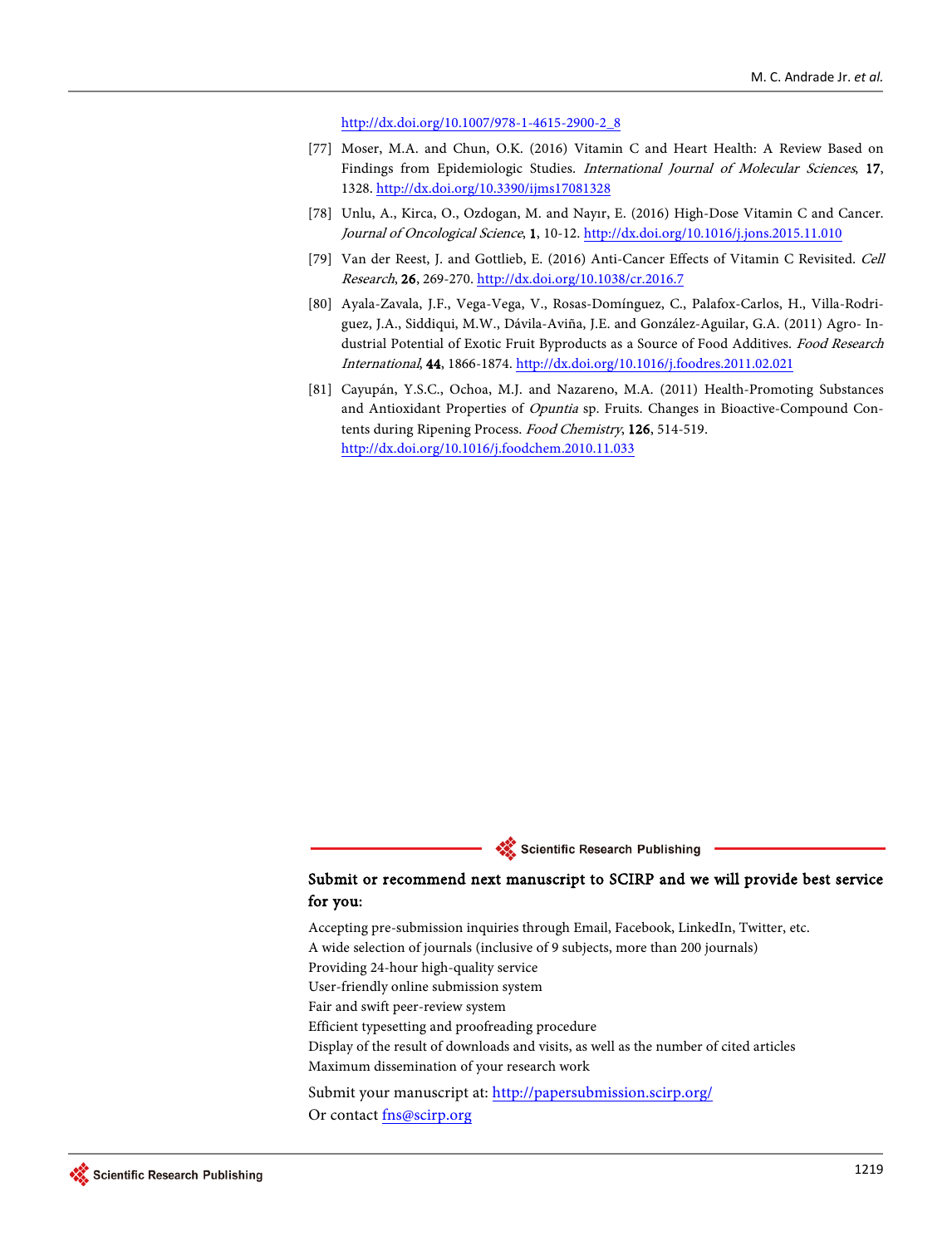http://dx.doi.org/10.1007/978-1-4615-2900-2_8

[77] Moser, M.A. and Chun, O.K. (2016) Vitamin C and Heart Health: A Review Based on Findings from Epidemiologic Studies. *International Journal of Molecular Sciences*, **17**, 1328. http://dx.doi.org/10.3390/ijms17081328

[78] Unlu, A., Kirca, O., Ozdogan, M. and Nayır, E. (2016) High-Dose Vitamin C and Cancer. *Journal of Oncological Science*, **1**, 10-12. http://dx.doi.org/10.1016/j.jons.2015.11.010

[79] Van der Reest, J. and Gottlieb, E. (2016) Anti-Cancer Effects of Vitamin C Revisited. *Cell Research*, **26**, 269-270. http://dx.doi.org/10.1038/cr.2016.7

[80] Ayala-Zavala, J.F., Vega-Vega, V., Rosas-Domínguez, C., Palafox-Carlos, H., Villa-Rodriguez, J.A., Siddiqui, M.W., Dávila-Aviña, J.E. and González-Aguilar, G.A. (2011) Agro- Industrial Potential of Exotic Fruit Byproducts as a Source of Food Additives. *Food Research International*, **44**, 1866-1874. http://dx.doi.org/10.1016/j.foodres.2011.02.021

[81] Cayupán, Y.S.C., Ochoa, M.J. and Nazareno, M.A. (2011) Health-Promoting Substances and Antioxidant Properties of *Opuntia* sp. Fruits. Changes in Bioactive-Compound Contents during Ripening Process. *Food Chemistry*, **126**, 514-519. http://dx.doi.org/10.1016/j.foodchem.2010.11.033

Scientific Research Publishing

**Submit or recommend next manuscript to SCIRP and we will provide best service for you:**

Accepting pre-submission inquiries through Email, Facebook, LinkedIn, Twitter, etc.
A wide selection of journals (inclusive of 9 subjects, more than 200 journals)
Providing 24-hour high-quality service
User-friendly online submission system
Fair and swift peer-review system
Efficient typesetting and proofreading procedure
Display of the result of downloads and visits, as well as the number of cited articles
Maximum dissemination of your research work

Submit your manuscript at: http://papersubmission.scirp.org/
Or contact fns@scirp.org